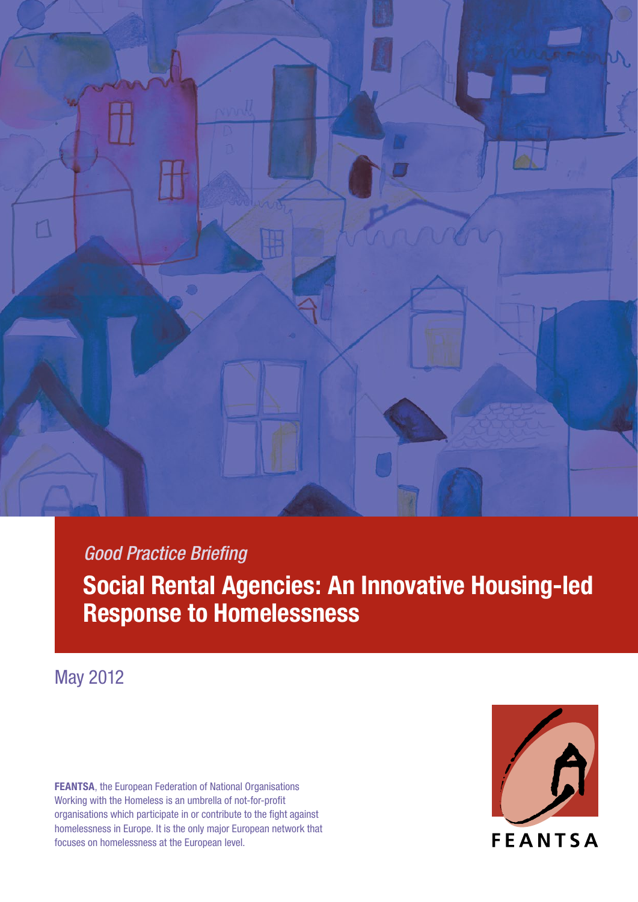*Good Practice Briefing*

# Social Rental Agencies: An Innovative Housing-led Response to Homelessness

May 2012

**FEANTSA**, the European Federation of National Organisations Working with the Homeless is an umbrella of not-for-profit organisations which participate in or contribute to the fight against homelessness in Europe. It is the only major European network that focuses on homelessness at the European level.

FEANTSA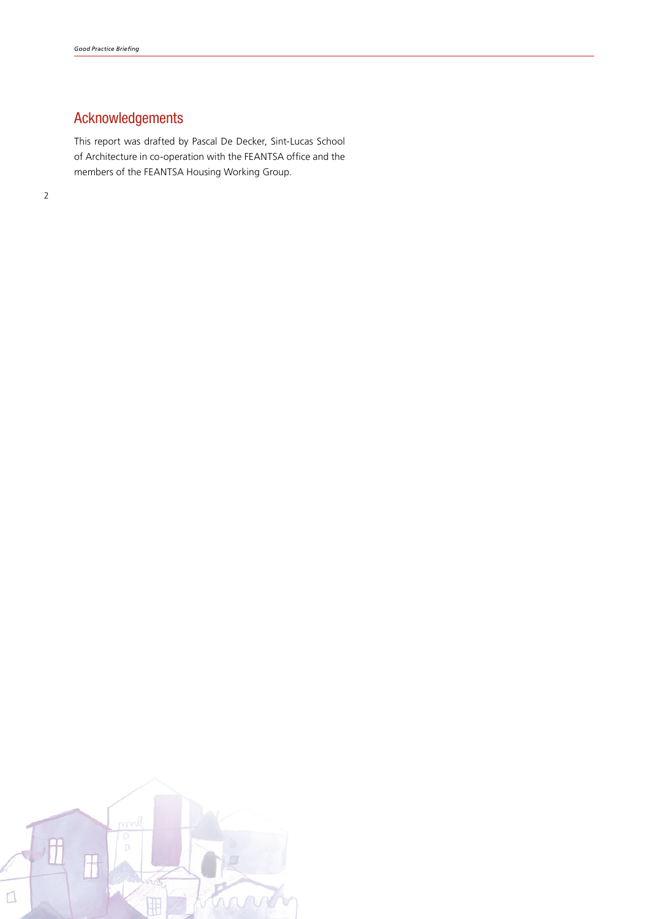## Acknowledgements

This report was drafted by Pascal De Decker, Sint-Lucas School of Architecture in co-operation with the FEANTSA office and the members of the FEANTSA Housing Working Group.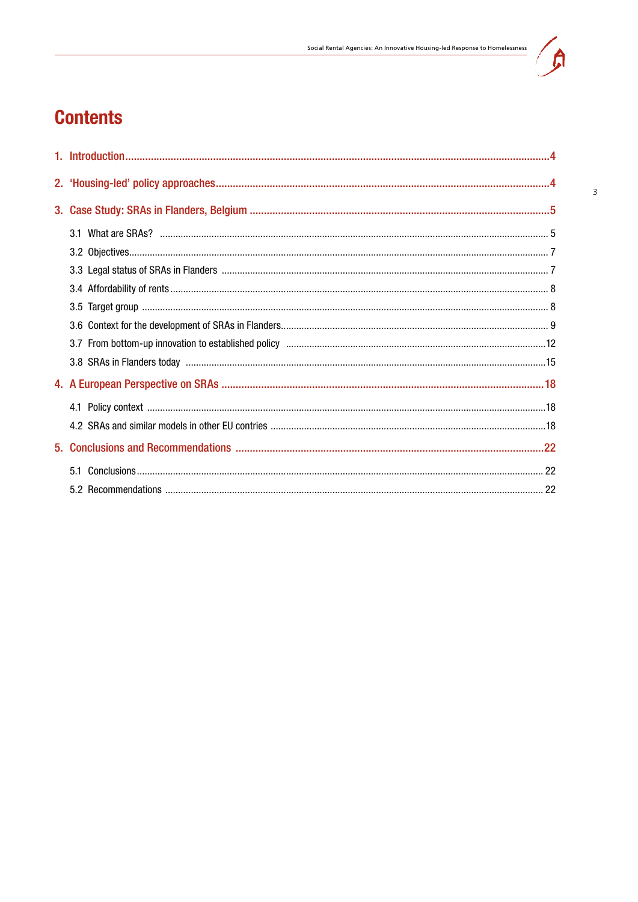# Contents

1. Introduction....................................................................................................................................4
2. 'Housing-led' policy approaches...................................................................................................4
3. Case Study: SRAs in Flanders, Belgium .......................................................................................5
   - 3.1 What are SRAs? ......................................................................................................................5
   - 3.2 Objectives................................................................................................................................7
   - 3.3 Legal status of SRAs in Flanders .............................................................................................7
   - 3.4 Affordability of rents................................................................................................................8
   - 3.5 Target group ...........................................................................................................................8
   - 3.6 Context for the development of SRAs in Flanders.....................................................................9
   - 3.7 From bottom-up innovation to established policy ...................................................................12
   - 3.8 SRAs in Flanders today .........................................................................................................15
4. A European Perspective on SRAs ...............................................................................................18
   - 4.1 Policy context ........................................................................................................................18
   - 4.2 SRAs and similar models in other EU contries .........................................................................18
5. Conclusions and Recommendations ..........................................................................................22
   - 5.1 Conclusions...........................................................................................................................22
   - 5.2 Recommendations ................................................................................................................22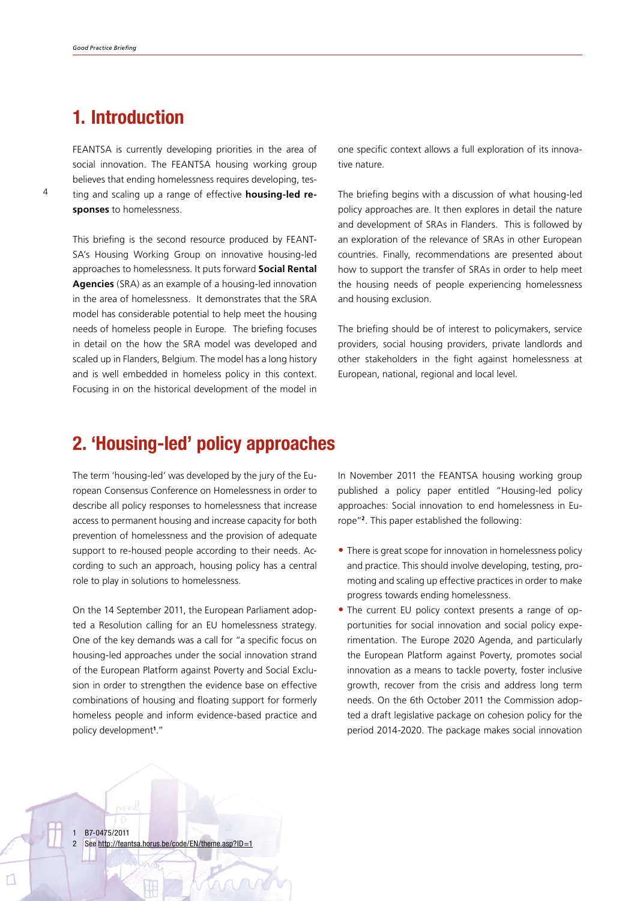## 1. Introduction

FEANTSA is currently developing priorities in the area of social innovation. The FEANTSA housing working group believes that ending homelessness requires developing, testing and scaling up a range of effective **housing-led responses** to homelessness.

This briefing is the second resource produced by FEANTSA's Housing Working Group on innovative housing-led approaches to homelessness. It puts forward **Social Rental Agencies** (SRA) as an example of a housing-led innovation in the area of homelessness. It demonstrates that the SRA model has considerable potential to help meet the housing needs of homeless people in Europe. The briefing focuses in detail on the how the SRA model was developed and scaled up in Flanders, Belgium. The model has a long history and is well embedded in homeless policy in this context. Focusing in on the historical development of the model in one specific context allows a full exploration of its innovative nature.

The briefing begins with a discussion of what housing-led policy approaches are. It then explores in detail the nature and development of SRAs in Flanders. This is followed by an exploration of the relevance of SRAs in other European countries. Finally, recommendations are presented about how to support the transfer of SRAs in order to help meet the housing needs of people experiencing homelessness and housing exclusion.

The briefing should be of interest to policymakers, service providers, social housing providers, private landlords and other stakeholders in the fight against homelessness at European, national, regional and local level.

## 2. 'Housing-led' policy approaches

The term 'housing-led' was developed by the jury of the European Consensus Conference on Homelessness in order to describe all policy responses to homelessness that increase access to permanent housing and increase capacity for both prevention of homelessness and the provision of adequate support to re-housed people according to their needs. According to such an approach, housing policy has a central role to play in solutions to homelessness.

On the 14 September 2011, the European Parliament adopted a Resolution calling for an EU homelessness strategy. One of the key demands was a call for "a specific focus on housing-led approaches under the social innovation strand of the European Platform against Poverty and Social Exclusion in order to strengthen the evidence base on effective combinations of housing and floating support for formerly homeless people and inform evidence-based practice and policy development[1]."

In November 2011 the FEANTSA housing working group published a policy paper entitled "Housing-led policy approaches: Social innovation to end homelessness in Europe"[2]. This paper established the following:

- There is great scope for innovation in homelessness policy and practice. This should involve developing, testing, promoting and scaling up effective practices in order to make progress towards ending homelessness.
- The current EU policy context presents a range of opportunities for social innovation and social policy experimentation. The Europe 2020 Agenda, and particularly the European Platform against Poverty, promotes social innovation as a means to tackle poverty, foster inclusive growth, recover from the crisis and address long term needs. On the 6th October 2011 the Commission adopted a draft legislative package on cohesion policy for the period 2014-2020. The package makes social innovation

1 B7-0475/2011
2 See http://feantsa.horus.be/code/EN/theme.asp?ID=1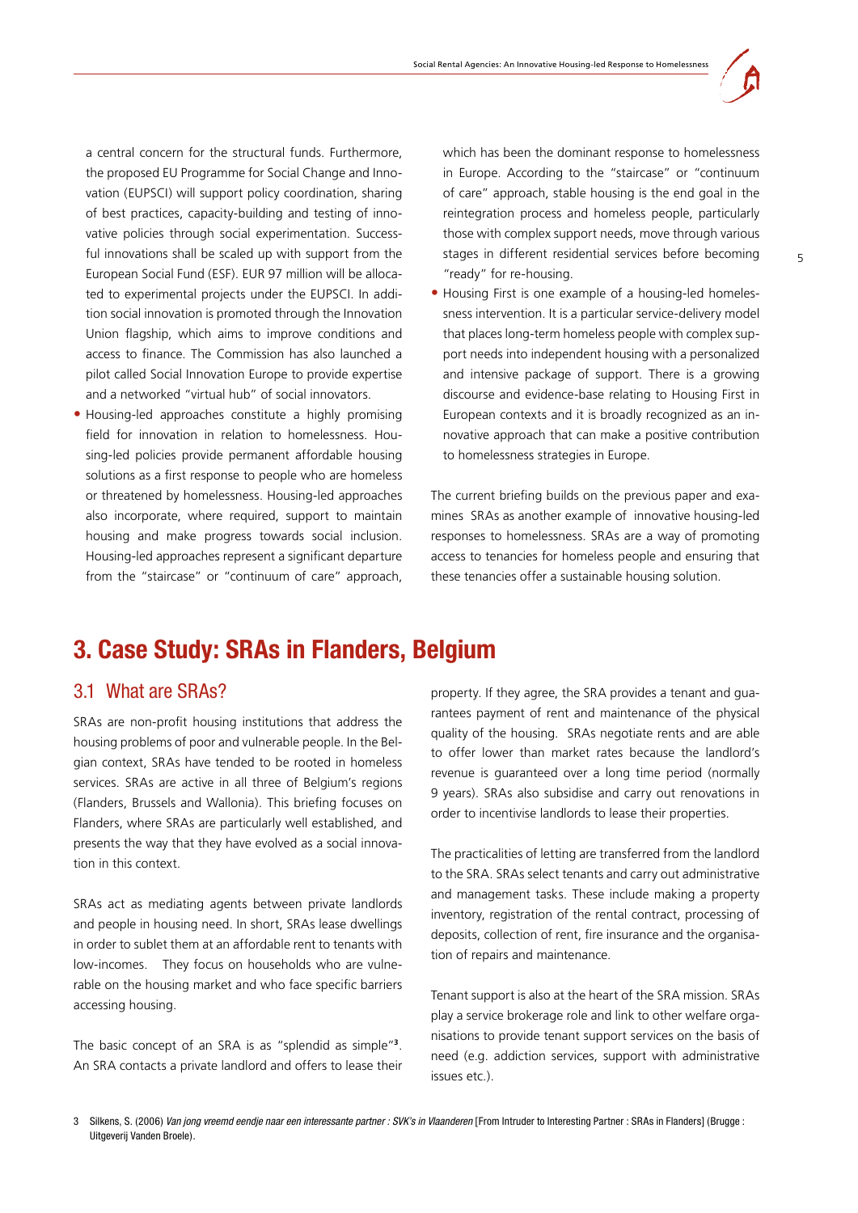a central concern for the structural funds. Furthermore, the proposed EU Programme for Social Change and Innovation (EUPSCI) will support policy coordination, sharing of best practices, capacity-building and testing of innovative policies through social experimentation. Successful innovations shall be scaled up with support from the European Social Fund (ESF). EUR 97 million will be allocated to experimental projects under the EUPSCI. In addition social innovation is promoted through the Innovation Union flagship, which aims to improve conditions and access to finance. The Commission has also launched a pilot called Social Innovation Europe to provide expertise and a networked "virtual hub" of social innovators.

- Housing-led approaches constitute a highly promising field for innovation in relation to homelessness. Housing-led policies provide permanent affordable housing solutions as a first response to people who are homeless or threatened by homelessness. Housing-led approaches also incorporate, where required, support to maintain housing and make progress towards social inclusion. Housing-led approaches represent a significant departure from the "staircase" or "continuum of care" approach, which has been the dominant response to homelessness in Europe. According to the "staircase" or "continuum of care" approach, stable housing is the end goal in the reintegration process and homeless people, particularly those with complex support needs, move through various stages in different residential services before becoming "ready" for re-housing.
- Housing First is one example of a housing-led homelessness intervention. It is a particular service-delivery model that places long-term homeless people with complex support needs into independent housing with a personalized and intensive package of support. There is a growing discourse and evidence-base relating to Housing First in European contexts and it is broadly recognized as an innovative approach that can make a positive contribution to homelessness strategies in Europe.

The current briefing builds on the previous paper and examines SRAs as another example of innovative housing-led responses to homelessness. SRAs are a way of promoting access to tenancies for homeless people and ensuring that these tenancies offer a sustainable housing solution.

# 3. Case Study: SRAs in Flanders, Belgium

## 3.1 What are SRAs?

SRAs are non-profit housing institutions that address the housing problems of poor and vulnerable people. In the Belgian context, SRAs have tended to be rooted in homeless services. SRAs are active in all three of Belgium's regions (Flanders, Brussels and Wallonia). This briefing focuses on Flanders, where SRAs are particularly well established, and presents the way that they have evolved as a social innovation in this context.

SRAs act as mediating agents between private landlords and people in housing need. In short, SRAs lease dwellings in order to sublet them at an affordable rent to tenants with low-incomes. They focus on households who are vulnerable on the housing market and who face specific barriers accessing housing.

The basic concept of an SRA is as "splendid as simple"[3]. An SRA contacts a private landlord and offers to lease their property. If they agree, the SRA provides a tenant and guarantees payment of rent and maintenance of the physical quality of the housing. SRAs negotiate rents and are able to offer lower than market rates because the landlord's revenue is guaranteed over a long time period (normally 9 years). SRAs also subsidise and carry out renovations in order to incentivise landlords to lease their properties.

The practicalities of letting are transferred from the landlord to the SRA. SRAs select tenants and carry out administrative and management tasks. These include making a property inventory, registration of the rental contract, processing of deposits, collection of rent, fire insurance and the organisation of repairs and maintenance.

Tenant support is also at the heart of the SRA mission. SRAs play a service brokerage role and link to other welfare organisations to provide tenant support services on the basis of need (e.g. addiction services, support with administrative issues etc.).

3 Silkens, S. (2006) *Van jong vreemd eendje naar een interessante partner : SVK's in Vlaanderen* [From Intruder to Interesting Partner : SRAs in Flanders] (Brugge : Uitgeverij Vanden Broele).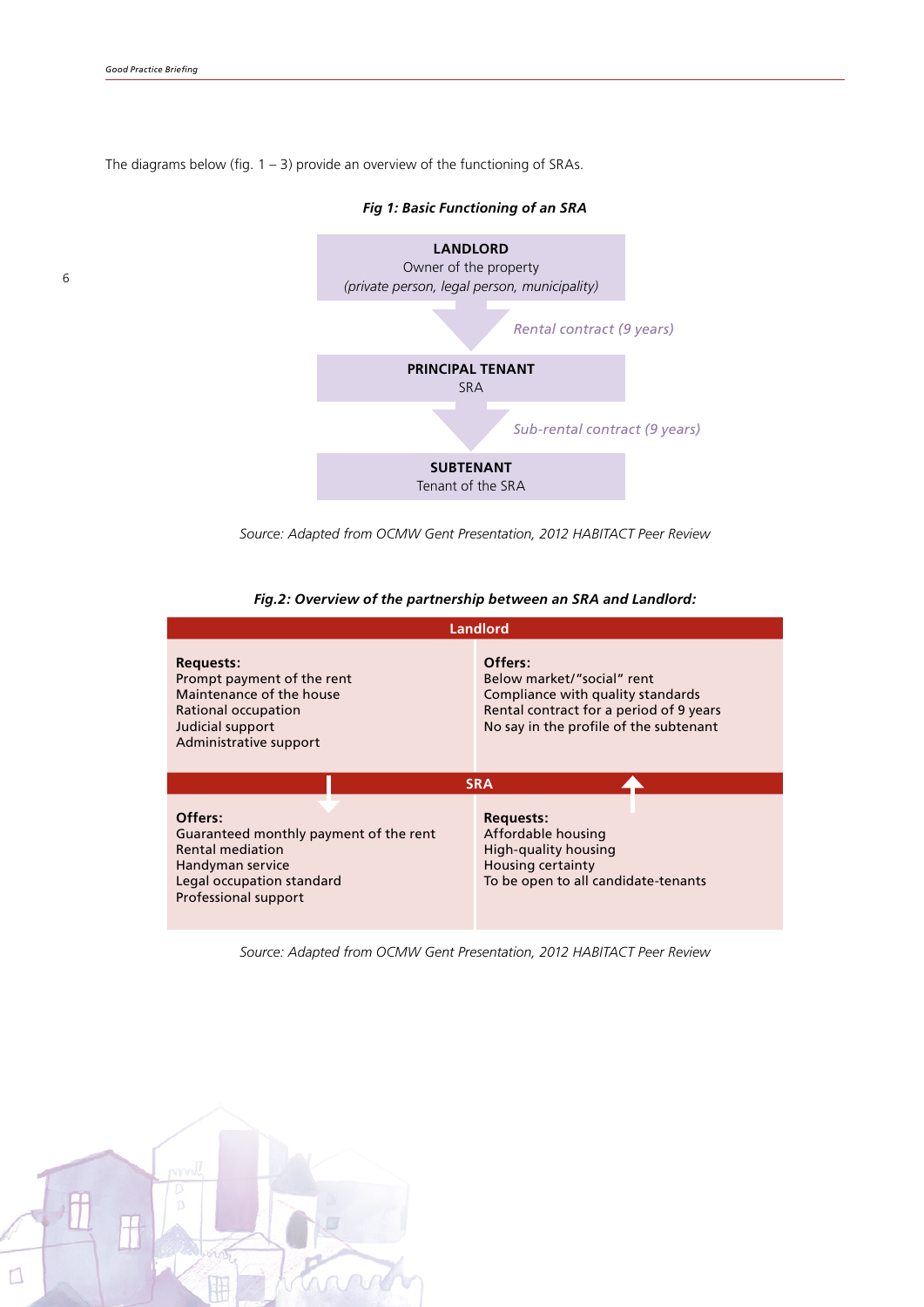The diagrams below (fig. 1 – 3) provide an overview of the functioning of SRAs.

***Fig 1: Basic Functioning of an SRA***

**LANDLORD**
Owner of the property
*(private person, legal person, municipality)*

↓ *Rental contract (9 years)*

**PRINCIPAL TENANT**
SRA

↓ *Sub-rental contract (9 years)*

**SUBTENANT**
Tenant of the SRA

*Source: Adapted from OCMW Gent Presentation, 2012 HABITACT Peer Review*

***Fig.2: Overview of the partnership between an SRA and Landlord:***

| **Landlord** | |
| --- | --- |
| **Requests:**<br>Prompt payment of the rent<br>Maintenance of the house<br>Rational occupation<br>Judicial support<br>Administrative support | **Offers:**<br>Below market/"social" rent<br>Compliance with quality standards<br>Rental contract for a period of 9 years<br>No say in the profile of the subtenant |
| **SRA** | |
| **Offers:**<br>Guaranteed monthly payment of the rent<br>Rental mediation<br>Handyman service<br>Legal occupation standard<br>Professional support | **Requests:**<br>Affordable housing<br>High-quality housing<br>Housing certainty<br>To be open to all candidate-tenants |

*Source: Adapted from OCMW Gent Presentation, 2012 HABITACT Peer Review*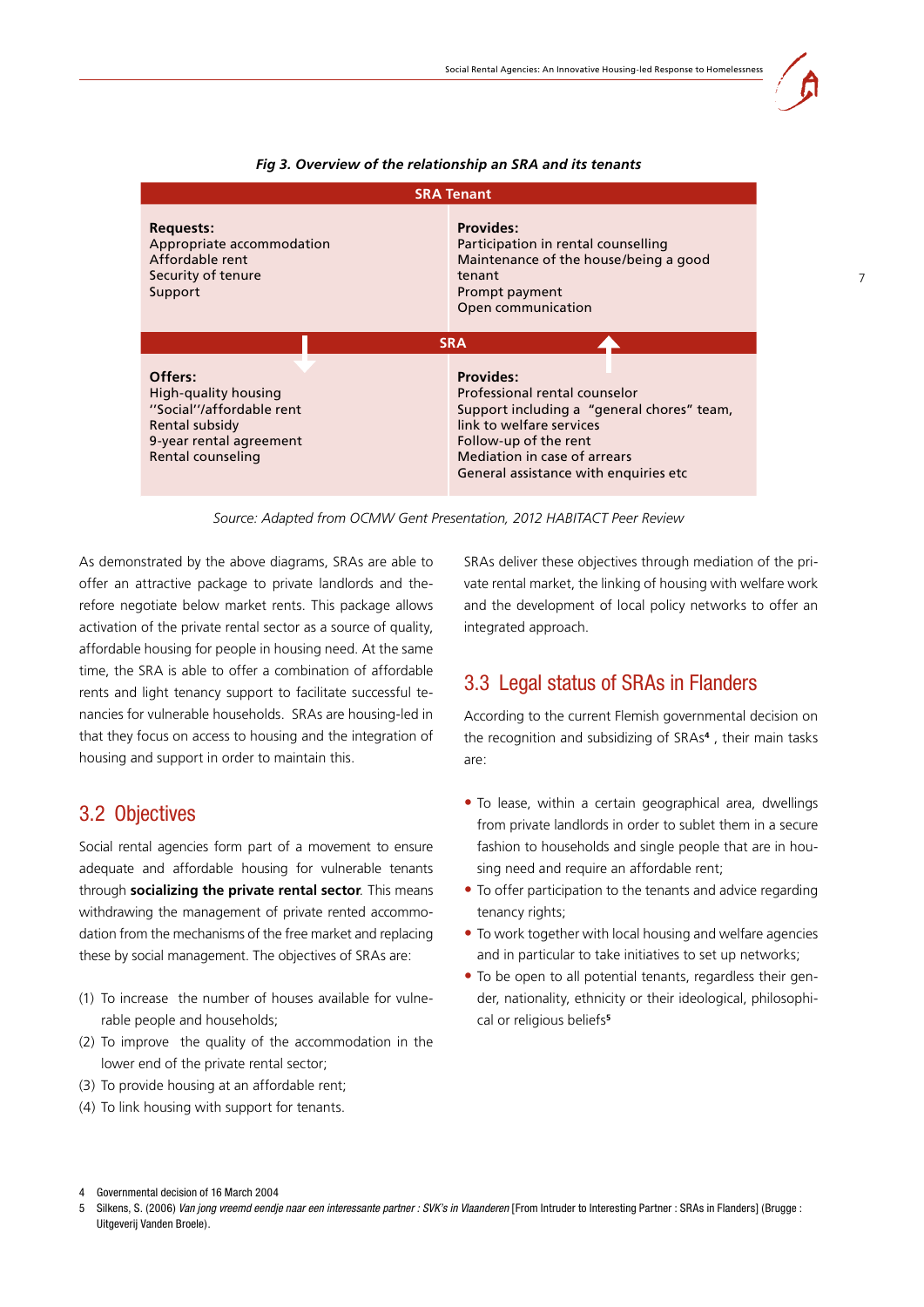*Fig 3. Overview of the relationship an SRA and its tenants*

| SRA Tenant | |
|---|---|
| **Requests:**<br>Appropriate accommodation<br>Affordable rent<br>Security of tenure<br>Support | **Provides:**<br>Participation in rental counselling<br>Maintenance of the house/being a good tenant<br>Prompt payment<br>Open communication |
| **SRA** | |
| **Offers:**<br>High-quality housing<br>''Social''/affordable rent<br>Rental subsidy<br>9-year rental agreement<br>Rental counseling | **Provides:**<br>Professional rental counselor<br>Support including a "general chores" team, link to welfare services<br>Follow-up of the rent<br>Mediation in case of arrears<br>General assistance with enquiries etc |

*Source: Adapted from OCMW Gent Presentation, 2012 HABITACT Peer Review*

As demonstrated by the above diagrams, SRAs are able to offer an attractive package to private landlords and therefore negotiate below market rents. This package allows activation of the private rental sector as a source of quality, affordable housing for people in housing need. At the same time, the SRA is able to offer a combination of affordable rents and light tenancy support to facilitate successful tenancies for vulnerable households. SRAs are housing-led in that they focus on access to housing and the integration of housing and support in order to maintain this.

## 3.2 Objectives

Social rental agencies form part of a movement to ensure adequate and affordable housing for vulnerable tenants through **socializing the private rental sector**. This means withdrawing the management of private rented accommodation from the mechanisms of the free market and replacing these by social management. The objectives of SRAs are:

(1) To increase the number of houses available for vulnerable people and households;
(2) To improve the quality of the accommodation in the lower end of the private rental sector;
(3) To provide housing at an affordable rent;
(4) To link housing with support for tenants.

SRAs deliver these objectives through mediation of the private rental market, the linking of housing with welfare work and the development of local policy networks to offer an integrated approach.

## 3.3 Legal status of SRAs in Flanders

According to the current Flemish governmental decision on the recognition and subsidizing of SRAs[4] , their main tasks are:

- To lease, within a certain geographical area, dwellings from private landlords in order to sublet them in a secure fashion to households and single people that are in housing need and require an affordable rent;
- To offer participation to the tenants and advice regarding tenancy rights;
- To work together with local housing and welfare agencies and in particular to take initiatives to set up networks;
- To be open to all potential tenants, regardless their gender, nationality, ethnicity or their ideological, philosophical or religious beliefs[5]

4 Governmental decision of 16 March 2004

5 Silkens, S. (2006) *Van jong vreemd eendje naar een interessante partner : SVK's in Vlaanderen* [From Intruder to Interesting Partner : SRAs in Flanders] (Brugge : Uitgeverij Vanden Broele).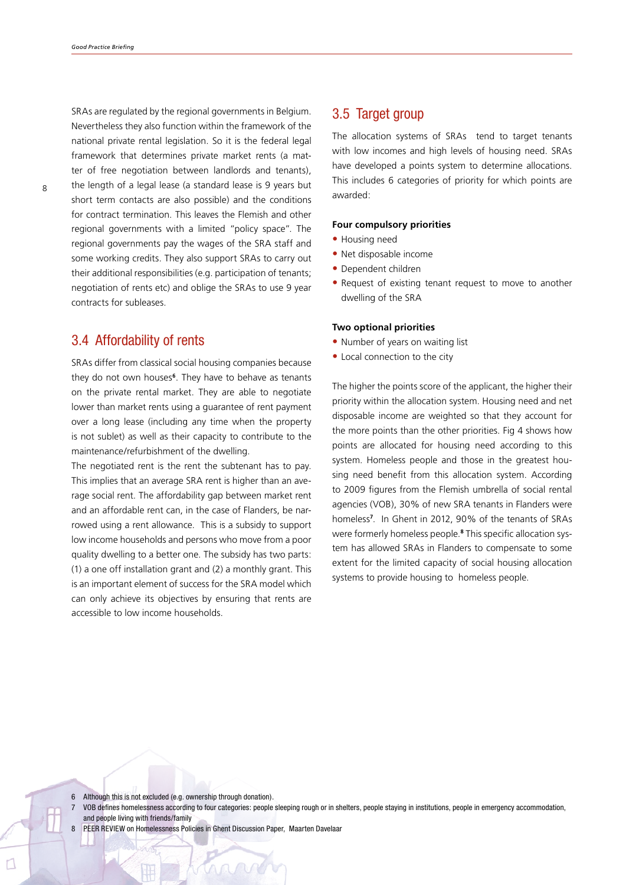SRAs are regulated by the regional governments in Belgium. Nevertheless they also function within the framework of the national private rental legislation. So it is the federal legal framework that determines private market rents (a matter of free negotiation between landlords and tenants), the length of a legal lease (a standard lease is 9 years but short term contacts are also possible) and the conditions for contract termination. This leaves the Flemish and other regional governments with a limited "policy space". The regional governments pay the wages of the SRA staff and some working credits. They also support SRAs to carry out their additional responsibilities (e.g. participation of tenants; negotiation of rents etc) and oblige the SRAs to use 9 year contracts for subleases.

## 3.4 Affordability of rents

SRAs differ from classical social housing companies because they do not own houses[6]. They have to behave as tenants on the private rental market. They are able to negotiate lower than market rents using a guarantee of rent payment over a long lease (including any time when the property is not sublet) as well as their capacity to contribute to the maintenance/refurbishment of the dwelling.

The negotiated rent is the rent the subtenant has to pay. This implies that an average SRA rent is higher than an average social rent. The affordability gap between market rent and an affordable rent can, in the case of Flanders, be narrowed using a rent allowance. This is a subsidy to support low income households and persons who move from a poor quality dwelling to a better one. The subsidy has two parts: (1) a one off installation grant and (2) a monthly grant. This is an important element of success for the SRA model which can only achieve its objectives by ensuring that rents are accessible to low income households.

## 3.5 Target group

The allocation systems of SRAs tend to target tenants with low incomes and high levels of housing need. SRAs have developed a points system to determine allocations. This includes 6 categories of priority for which points are awarded:

**Four compulsory priorities**

- Housing need
- Net disposable income
- Dependent children
- Request of existing tenant request to move to another dwelling of the SRA

**Two optional priorities**

- Number of years on waiting list
- Local connection to the city

The higher the points score of the applicant, the higher their priority within the allocation system. Housing need and net disposable income are weighted so that they account for the more points than the other priorities. Fig 4 shows how points are allocated for housing need according to this system. Homeless people and those in the greatest housing need benefit from this allocation system. According to 2009 figures from the Flemish umbrella of social rental agencies (VOB), 30% of new SRA tenants in Flanders were homeless[7]. In Ghent in 2012, 90% of the tenants of SRAs were formerly homeless people.[8] This specific allocation system has allowed SRAs in Flanders to compensate to some extent for the limited capacity of social housing allocation systems to provide housing to homeless people.

6 Although this is not excluded (e.g. ownership through donation).

7 VOB defines homelessness according to four categories: people sleeping rough or in shelters, people staying in institutions, people in emergency accommodation, and people living with friends/family

8 PEER REVIEW on Homelessness Policies in Ghent Discussion Paper, Maarten Davelaar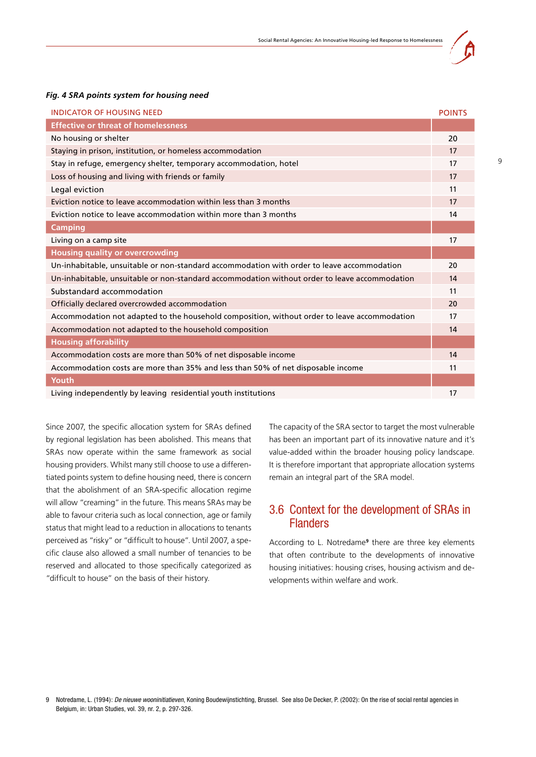*Fig. 4 SRA points system for housing need*

| INDICATOR OF HOUSING NEED | POINTS |
|---|---|
| **Effective or threat of homelessness** | |
| No housing or shelter | 20 |
| Staying in prison, institution, or homeless accommodation | 17 |
| Stay in refuge, emergency shelter, temporary accommodation, hotel | 17 |
| Loss of housing and living with friends or family | 17 |
| Legal eviction | 11 |
| Eviction notice to leave accommodation within less than 3 months | 17 |
| Eviction notice to leave accommodation within more than 3 months | 14 |
| **Camping** | |
| Living on a camp site | 17 |
| **Housing quality or overcrowding** | |
| Un-inhabitable, unsuitable or non-standard accommodation with order to leave accommodation | 20 |
| Un-inhabitable, unsuitable or non-standard accommodation without order to leave accommodation | 14 |
| Substandard accommodation | 11 |
| Officially declared overcrowded accommodation | 20 |
| Accommodation not adapted to the household composition, without order to leave accommodation | 17 |
| Accommodation not adapted to the household composition | 14 |
| **Housing aforability** | |
| Accommodation costs are more than 50% of net disposable income | 14 |
| Accommodation costs are more than 35% and less than 50% of net disposable income | 11 |
| **Youth** | |
| Living independently by leaving residential youth institutions | 17 |

Since 2007, the specific allocation system for SRAs defined by regional legislation has been abolished. This means that SRAs now operate within the same framework as social housing providers. Whilst many still choose to use a differentiated points system to define housing need, there is concern that the abolishment of an SRA-specific allocation regime will allow "creaming" in the future. This means SRAs may be able to favour criteria such as local connection, age or family status that might lead to a reduction in allocations to tenants perceived as "risky" or "difficult to house". Until 2007, a specific clause also allowed a small number of tenancies to be reserved and allocated to those specifically categorized as "difficult to house" on the basis of their history.

The capacity of the SRA sector to target the most vulnerable has been an important part of its innovative nature and it's value-added within the broader housing policy landscape. It is therefore important that appropriate allocation systems remain an integral part of the SRA model.

## 3.6 Context for the development of SRAs in Flanders

According to L. Notredame[9] there are three key elements that often contribute to the developments of innovative housing initiatives: housing crises, housing activism and developments within welfare and work.

[9] Notredame, L. (1994): *De nieuwe wooninitiatieven*, Koning Boudewijnstichting, Brussel. See also De Decker, P. (2002): On the rise of social rental agencies in Belgium, in: Urban Studies, vol. 39, nr. 2, p. 297-326.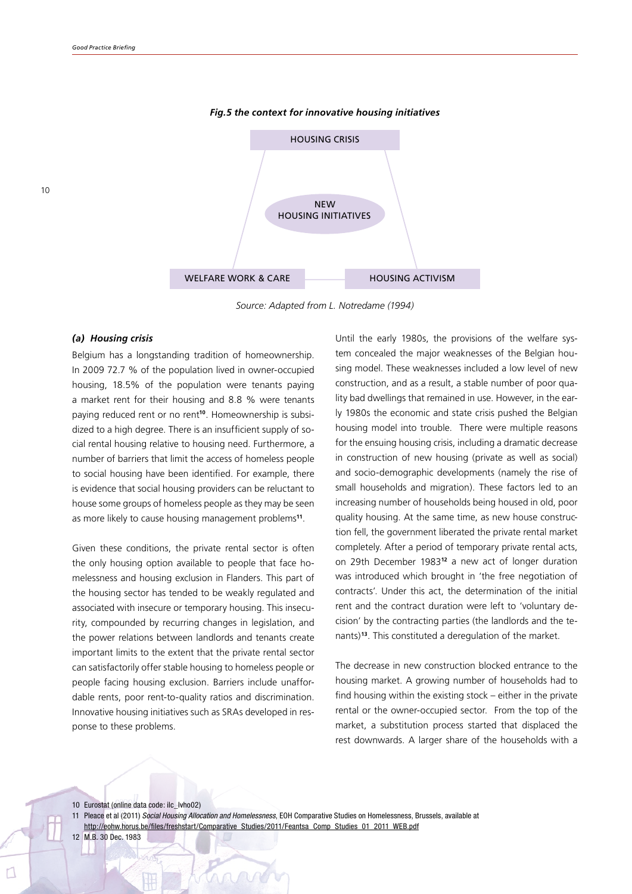*Fig.5 the context for innovative housing initiatives*

HOUSING CRISIS

NEW HOUSING INITIATIVES

WELFARE WORK & CARE

HOUSING ACTIVISM

*Source: Adapted from L. Notredame (1994)*

### *(a) Housing crisis*

Belgium has a longstanding tradition of homeownership. In 2009 72.7 % of the population lived in owner-occupied housing, 18.5% of the population were tenants paying a market rent for their housing and 8.8 % were tenants paying reduced rent or no rent[10]. Homeownership is subsidized to a high degree. There is an insufficient supply of social rental housing relative to housing need. Furthermore, a number of barriers that limit the access of homeless people to social housing have been identified. For example, there is evidence that social housing providers can be reluctant to house some groups of homeless people as they may be seen as more likely to cause housing management problems[11].

Given these conditions, the private rental sector is often the only housing option available to people that face homelessness and housing exclusion in Flanders. This part of the housing sector has tended to be weakly regulated and associated with insecure or temporary housing. This insecurity, compounded by recurring changes in legislation, and the power relations between landlords and tenants create important limits to the extent that the private rental sector can satisfactorily offer stable housing to homeless people or people facing housing exclusion. Barriers include unaffordable rents, poor rent-to-quality ratios and discrimination. Innovative housing initiatives such as SRAs developed in response to these problems.

Until the early 1980s, the provisions of the welfare system concealed the major weaknesses of the Belgian housing model. These weaknesses included a low level of new construction, and as a result, a stable number of poor quality bad dwellings that remained in use. However, in the early 1980s the economic and state crisis pushed the Belgian housing model into trouble. There were multiple reasons for the ensuing housing crisis, including a dramatic decrease in construction of new housing (private as well as social) and socio-demographic developments (namely the rise of small households and migration). These factors led to an increasing number of households being housed in old, poor quality housing. At the same time, as new house construction fell, the government liberated the private rental market completely. After a period of temporary private rental acts, on 29th December 1983[12] a new act of longer duration was introduced which brought in 'the free negotiation of contracts'. Under this act, the determination of the initial rent and the contract duration were left to 'voluntary decision' by the contracting parties (the landlords and the tenants)[13]. This constituted a deregulation of the market.

The decrease in new construction blocked entrance to the housing market. A growing number of households had to find housing within the existing stock – either in the private rental or the owner-occupied sector. From the top of the market, a substitution process started that displaced the rest downwards. A larger share of the households with a

10 Eurostat (online data code: ilc_lvho02)

11 Pleace et al (2011) *Social Housing Allocation and Homelessness*, EOH Comparative Studies on Homelessness, Brussels, available at http://eohw.horus.be/files/freshstart/Comparative_Studies/2011/Feantsa_Comp_Studies_01_2011_WEB.pdf

12 M.B. 30 Dec. 1983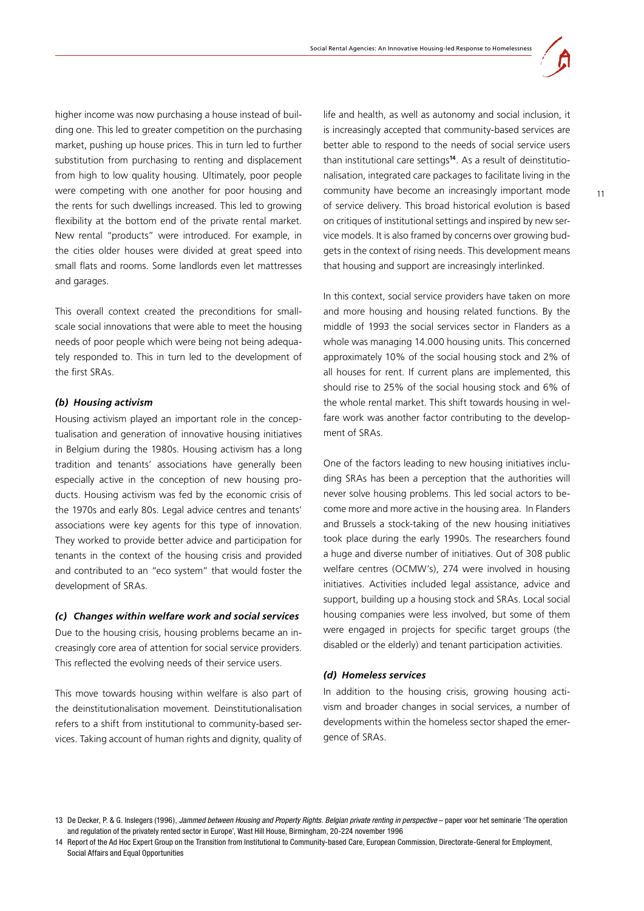higher income was now purchasing a house instead of building one. This led to greater competition on the purchasing market, pushing up house prices. This in turn led to further substitution from purchasing to renting and displacement from high to low quality housing. Ultimately, poor people were competing with one another for poor housing and the rents for such dwellings increased. This led to growing flexibility at the bottom end of the private rental market. New rental "products" were introduced. For example, in the cities older houses were divided at great speed into small flats and rooms. Some landlords even let mattresses and garages.

This overall context created the preconditions for small-scale social innovations that were able to meet the housing needs of poor people which were being not being adequately responded to. This in turn led to the development of the first SRAs.

#### *(b) Housing activism*

Housing activism played an important role in the conceptualisation and generation of innovative housing initiatives in Belgium during the 1980s. Housing activism has a long tradition and tenants' associations have generally been especially active in the conception of new housing products. Housing activism was fed by the economic crisis of the 1970s and early 80s. Legal advice centres and tenants' associations were key agents for this type of innovation. They worked to provide better advice and participation for tenants in the context of the housing crisis and provided and contributed to an "eco system" that would foster the development of SRAs.

#### *(c) Changes within welfare work and social services*

Due to the housing crisis, housing problems became an increasingly core area of attention for social service providers. This reflected the evolving needs of their service users.

This move towards housing within welfare is also part of the deinstitutionalisation movement. Deinstitutionalisation refers to a shift from institutional to community-based services. Taking account of human rights and dignity, quality of life and health, as well as autonomy and social inclusion, it is increasingly accepted that community-based services are better able to respond to the needs of social service users than institutional care settings[14]. As a result of deinstitutionalisation, integrated care packages to facilitate living in the community have become an increasingly important mode of service delivery. This broad historical evolution is based on critiques of institutional settings and inspired by new service models. It is also framed by concerns over growing budgets in the context of rising needs. This development means that housing and support are increasingly interlinked.

In this context, social service providers have taken on more and more housing and housing related functions. By the middle of 1993 the social services sector in Flanders as a whole was managing 14.000 housing units. This concerned approximately 10% of the social housing stock and 2% of all houses for rent. If current plans are implemented, this should rise to 25% of the social housing stock and 6% of the whole rental market. This shift towards housing in welfare work was another factor contributing to the development of SRAs.

One of the factors leading to new housing initiatives including SRAs has been a perception that the authorities will never solve housing problems. This led social actors to become more and more active in the housing area. In Flanders and Brussels a stock-taking of the new housing initiatives took place during the early 1990s. The researchers found a huge and diverse number of initiatives. Out of 308 public welfare centres (OCMW's), 274 were involved in housing initiatives. Activities included legal assistance, advice and support, building up a housing stock and SRAs. Local social housing companies were less involved, but some of them were engaged in projects for specific target groups (the disabled or the elderly) and tenant participation activities.

#### *(d) Homeless services*

In addition to the housing crisis, growing housing activism and broader changes in social services, a number of developments within the homeless sector shaped the emergence of SRAs.

---

13 De Decker, P. & G. Inslegers (1996), *Jammed between Housing and Property Rights. Belgian private renting in perspective* – paper voor het seminarie 'The operation and regulation of the privately rented sector in Europe', Wast Hill House, Birmingham, 20-224 november 1996

14 Report of the Ad Hoc Expert Group on the Transition from Institutional to Community-based Care, European Commission, Directorate-General for Employment, Social Affairs and Equal Opportunities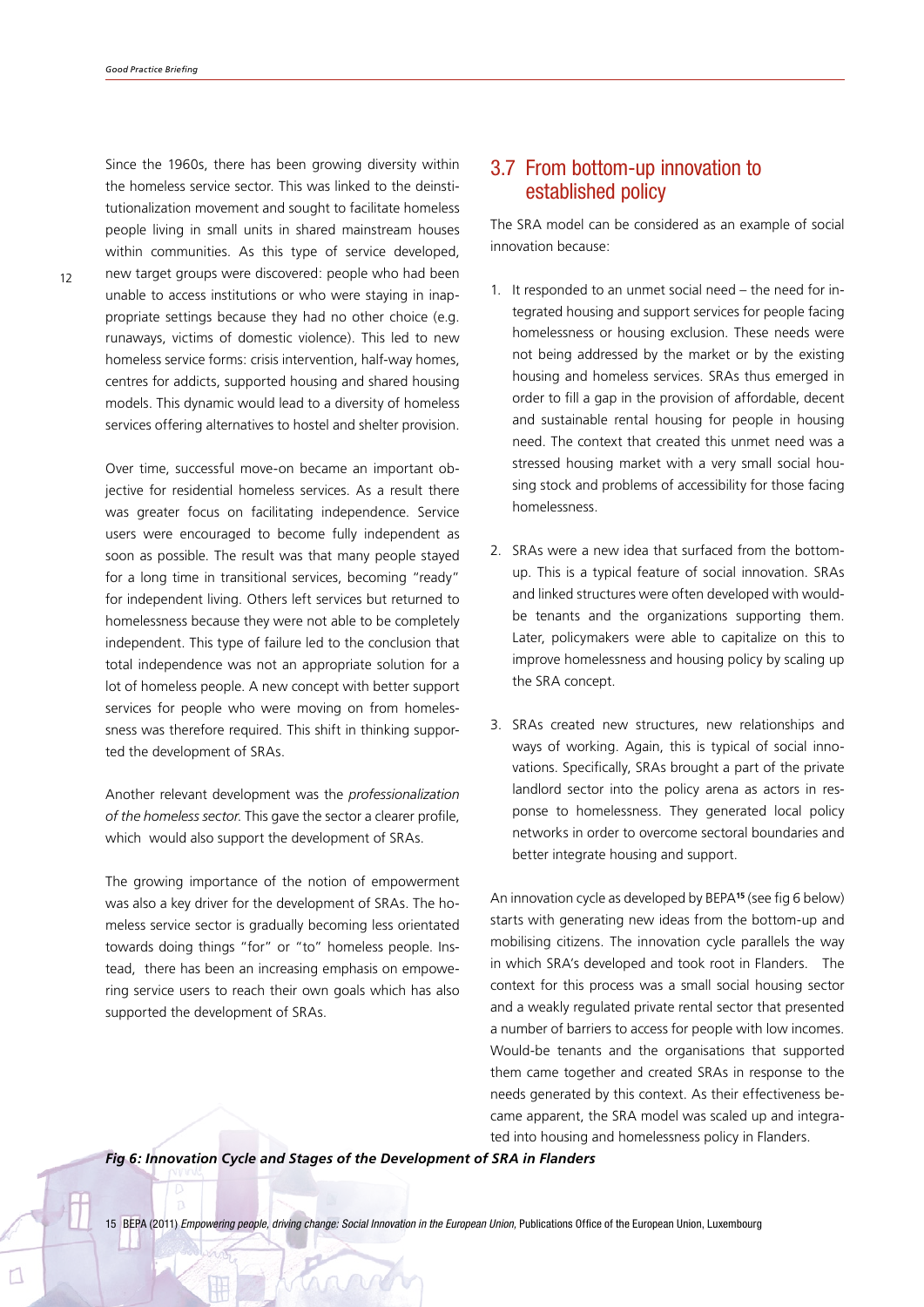Since the 1960s, there has been growing diversity within the homeless service sector. This was linked to the deinstitutionalization movement and sought to facilitate homeless people living in small units in shared mainstream houses within communities. As this type of service developed, new target groups were discovered: people who had been unable to access institutions or who were staying in inappropriate settings because they had no other choice (e.g. runaways, victims of domestic violence). This led to new homeless service forms: crisis intervention, half-way homes, centres for addicts, supported housing and shared housing models. This dynamic would lead to a diversity of homeless services offering alternatives to hostel and shelter provision.

Over time, successful move-on became an important objective for residential homeless services. As a result there was greater focus on facilitating independence. Service users were encouraged to become fully independent as soon as possible. The result was that many people stayed for a long time in transitional services, becoming "ready" for independent living. Others left services but returned to homelessness because they were not able to be completely independent. This type of failure led to the conclusion that total independence was not an appropriate solution for a lot of homeless people. A new concept with better support services for people who were moving on from homelessness was therefore required. This shift in thinking supported the development of SRAs.

Another relevant development was the *professionalization of the homeless sector*. This gave the sector a clearer profile, which would also support the development of SRAs.

The growing importance of the notion of empowerment was also a key driver for the development of SRAs. The homeless service sector is gradually becoming less orientated towards doing things "for" or "to" homeless people. Instead, there has been an increasing emphasis on empowering service users to reach their own goals which has also supported the development of SRAs.

## 3.7 From bottom-up innovation to established policy

The SRA model can be considered as an example of social innovation because:

1. It responded to an unmet social need – the need for integrated housing and support services for people facing homelessness or housing exclusion. These needs were not being addressed by the market or by the existing housing and homeless services. SRAs thus emerged in order to fill a gap in the provision of affordable, decent and sustainable rental housing for people in housing need. The context that created this unmet need was a stressed housing market with a very small social housing stock and problems of accessibility for those facing homelessness.

2. SRAs were a new idea that surfaced from the bottom-up. This is a typical feature of social innovation. SRAs and linked structures were often developed with would-be tenants and the organizations supporting them. Later, policymakers were able to capitalize on this to improve homelessness and housing policy by scaling up the SRA concept.

3. SRAs created new structures, new relationships and ways of working. Again, this is typical of social innovations. Specifically, SRAs brought a part of the private landlord sector into the policy arena as actors in response to homelessness. They generated local policy networks in order to overcome sectoral boundaries and better integrate housing and support.

An innovation cycle as developed by BEPA[15] (see fig 6 below) starts with generating new ideas from the bottom-up and mobilising citizens. The innovation cycle parallels the way in which SRA's developed and took root in Flanders. The context for this process was a small social housing sector and a weakly regulated private rental sector that presented a number of barriers to access for people with low incomes. Would-be tenants and the organisations that supported them came together and created SRAs in response to the needs generated by this context. As their effectiveness became apparent, the SRA model was scaled up and integrated into housing and homelessness policy in Flanders.

***Fig 6: Innovation Cycle and Stages of the Development of SRA in Flanders***

15 BEPA (2011) *Empowering people, driving change: Social Innovation in the European Union*, Publications Office of the European Union, Luxembourg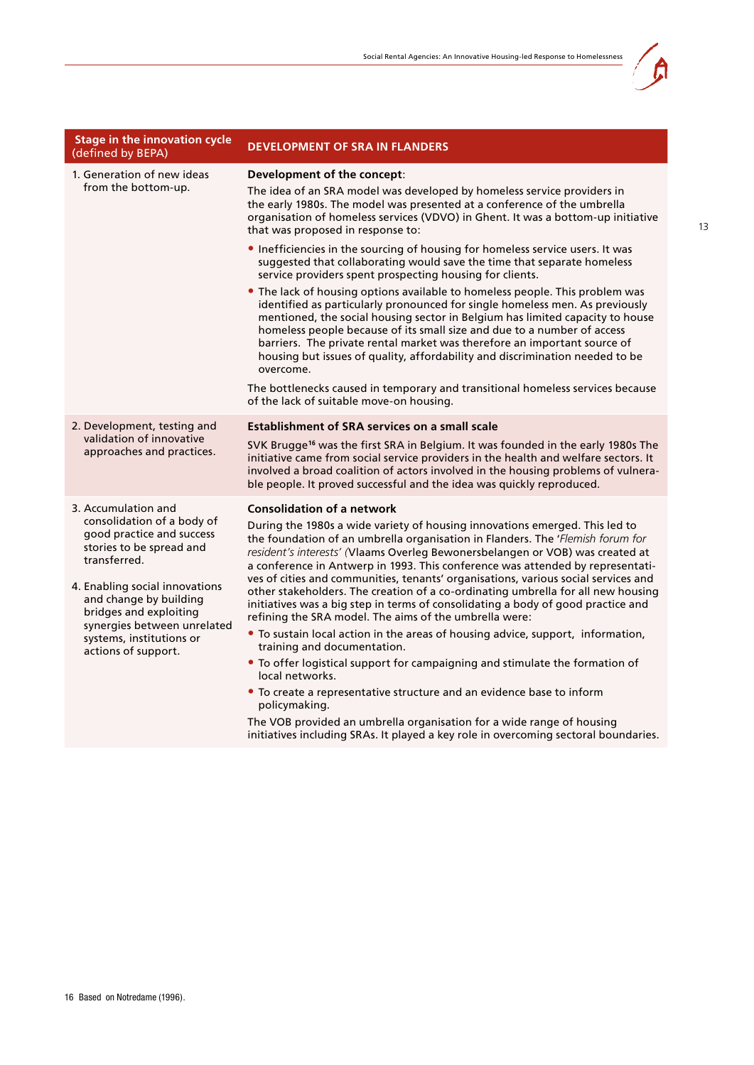| Stage in the innovation cycle (defined by BEPA) | DEVELOPMENT OF SRA IN FLANDERS |
|---|---|
| 1. Generation of new ideas from the bottom-up. | **Development of the concept**:<br>The idea of an SRA model was developed by homeless service providers in the early 1980s. The model was presented at a conference of the umbrella organisation of homeless services (VDVO) in Ghent. It was a bottom-up initiative that was proposed in response to:<br>• Inefficiencies in the sourcing of housing for homeless service users. It was suggested that collaborating would save the time that separate homeless service providers spent prospecting housing for clients.<br>• The lack of housing options available to homeless people. This problem was identified as particularly pronounced for single homeless men. As previously mentioned, the social housing sector in Belgium has limited capacity to house homeless people because of its small size and due to a number of access barriers. The private rental market was therefore an important source of housing but issues of quality, affordability and discrimination needed to be overcome.<br>The bottlenecks caused in temporary and transitional homeless services because of the lack of suitable move-on housing. |
| 2. Development, testing and validation of innovative approaches and practices. | **Establishment of SRA services on a small scale**<br>SVK Brugge[16] was the first SRA in Belgium. It was founded in the early 1980s The initiative came from social service providers in the health and welfare sectors. It involved a broad coalition of actors involved in the housing problems of vulnerable people. It proved successful and the idea was quickly reproduced. |
| 3. Accumulation and consolidation of a body of good practice and success stories to be spread and transferred.<br><br>4. Enabling social innovations and change by building bridges and exploiting synergies between unrelated systems, institutions or actions of support. | **Consolidation of a network**<br>During the 1980s a wide variety of housing innovations emerged. This led to the foundation of an umbrella organisation in Flanders. The '*Flemish forum for resident's interests*' (Vlaams Overleg Bewonersbelangen or VOB) was created at a conference in Antwerp in 1993. This conference was attended by representatives of cities and communities, tenants' organisations, various social services and other stakeholders. The creation of a co-ordinating umbrella for all new housing initiatives was a big step in terms of consolidating a body of good practice and refining the SRA model. The aims of the umbrella were:<br>• To sustain local action in the areas of housing advice, support, information, training and documentation.<br>• To offer logistical support for campaigning and stimulate the formation of local networks.<br>• To create a representative structure and an evidence base to inform policymaking.<br>The VOB provided an umbrella organisation for a wide range of housing initiatives including SRAs. It played a key role in overcoming sectoral boundaries. |

16 Based on Notredame (1996).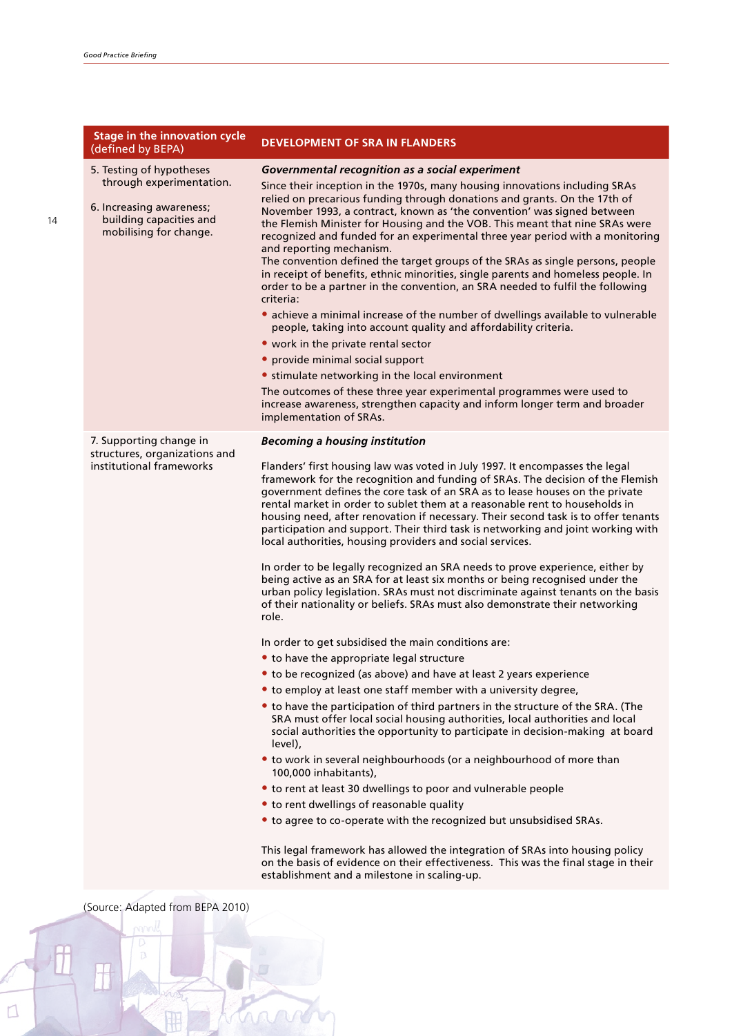| Stage in the innovation cycle (defined by BEPA) | DEVELOPMENT OF SRA IN FLANDERS |
|---|---|
| 5. Testing of hypotheses through experimentation.<br><br>6. Increasing awareness; building capacities and mobilising for change. | ***Governmental recognition as a social experiment***<br>Since their inception in the 1970s, many housing innovations including SRAs relied on precarious funding through donations and grants. On the 17th of November 1993, a contract, known as 'the convention' was signed between the Flemish Minister for Housing and the VOB. This meant that nine SRAs were recognized and funded for an experimental three year period with a monitoring and reporting mechanism.<br>The convention defined the target groups of the SRAs as single persons, people in receipt of benefits, ethnic minorities, single parents and homeless people. In order to be a partner in the convention, an SRA needed to fulfil the following criteria:<br>• achieve a minimal increase of the number of dwellings available to vulnerable people, taking into account quality and affordability criteria.<br>• work in the private rental sector<br>• provide minimal social support<br>• stimulate networking in the local environment<br>The outcomes of these three year experimental programmes were used to increase awareness, strengthen capacity and inform longer term and broader implementation of SRAs. |
| 7. Supporting change in structures, organizations and institutional frameworks | ***Becoming a housing institution***<br><br>Flanders' first housing law was voted in July 1997. It encompasses the legal framework for the recognition and funding of SRAs. The decision of the Flemish government defines the core task of an SRA as to lease houses on the private rental market in order to sublet them at a reasonable rent to households in housing need, after renovation if necessary. Their second task is to offer tenants participation and support. Their third task is networking and joint working with local authorities, housing providers and social services.<br><br>In order to be legally recognized an SRA needs to prove experience, either by being active as an SRA for at least six months or being recognised under the urban policy legislation. SRAs must not discriminate against tenants on the basis of their nationality or beliefs. SRAs must also demonstrate their networking role.<br><br>In order to get subsidised the main conditions are:<br>• to have the appropriate legal structure<br>• to be recognized (as above) and have at least 2 years experience<br>• to employ at least one staff member with a university degree,<br>• to have the participation of third partners in the structure of the SRA. (The SRA must offer local social housing authorities, local authorities and local social authorities the opportunity to participate in decision-making at board level),<br>• to work in several neighbourhoods (or a neighbourhood of more than 100,000 inhabitants),<br>• to rent at least 30 dwellings to poor and vulnerable people<br>• to rent dwellings of reasonable quality<br>• to agree to co-operate with the recognized but unsubsidised SRAs.<br><br>This legal framework has allowed the integration of SRAs into housing policy on the basis of evidence on their effectiveness. This was the final stage in their establishment and a milestone in scaling-up. |

(Source: Adapted from BEPA 2010)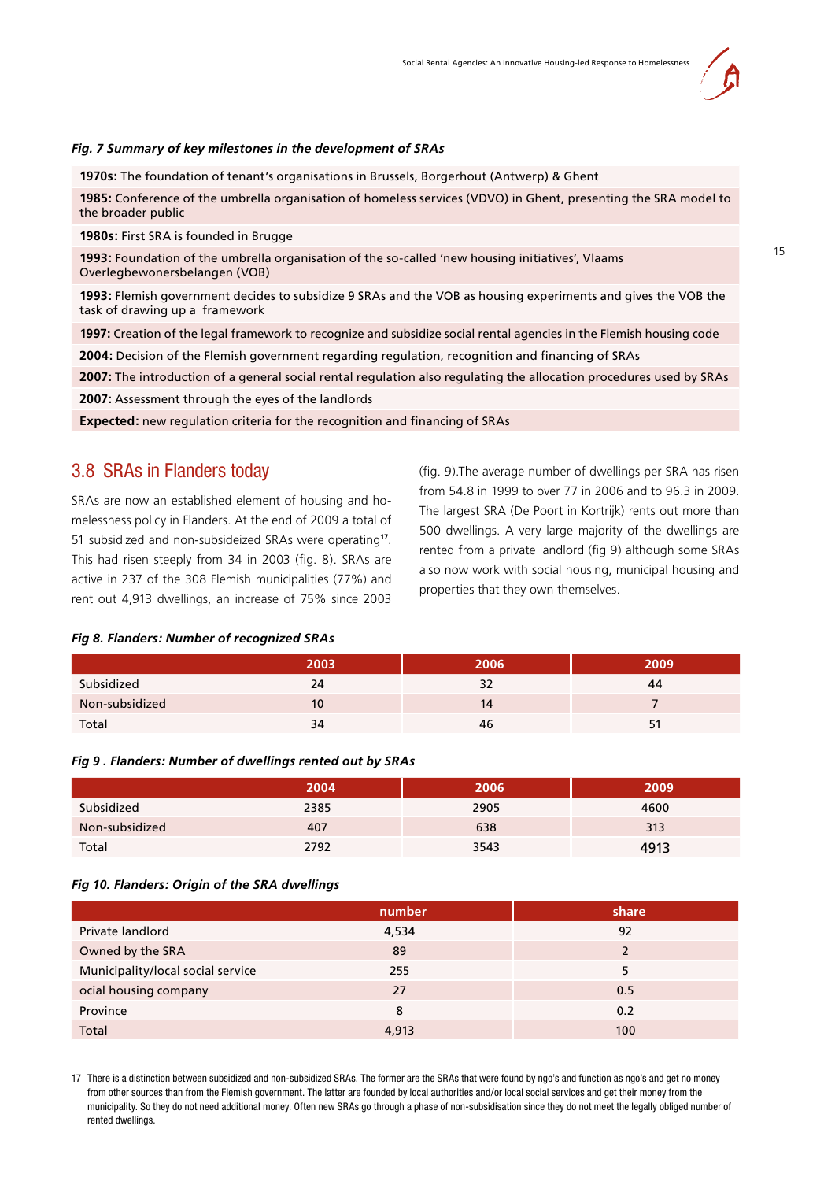***Fig. 7 Summary of key milestones in the development of SRAs***

| |
|---|
| **1970s:** The foundation of tenant's organisations in Brussels, Borgerhout (Antwerp) & Ghent |
| **1985:** Conference of the umbrella organisation of homeless services (VDVO) in Ghent, presenting the SRA model to the broader public |
| **1980s:** First SRA is founded in Brugge |
| **1993:** Foundation of the umbrella organisation of the so-called 'new housing initiatives', Vlaams Overlegbewonersbelangen (VOB) |
| **1993:** Flemish government decides to subsidize 9 SRAs and the VOB as housing experiments and gives the VOB the task of drawing up a framework |
| **1997:** Creation of the legal framework to recognize and subsidize social rental agencies in the Flemish housing code |
| **2004:** Decision of the Flemish government regarding regulation, recognition and financing of SRAs |
| **2007:** The introduction of a general social rental regulation also regulating the allocation procedures used by SRAs |
| **2007:** Assessment through the eyes of the landlords |
| **Expected:** new regulation criteria for the recognition and financing of SRAs |

## 3.8 SRAs in Flanders today

SRAs are now an established element of housing and homelessness policy in Flanders. At the end of 2009 a total of 51 subsidized and non-subsideized SRAs were operating[17]. This had risen steeply from 34 in 2003 (fig. 8). SRAs are active in 237 of the 308 Flemish municipalities (77%) and rent out 4,913 dwellings, an increase of 75% since 2003 (fig. 9).The average number of dwellings per SRA has risen from 54.8 in 1999 to over 77 in 2006 and to 96.3 in 2009. The largest SRA (De Poort in Kortrijk) rents out more than 500 dwellings. A very large majority of the dwellings are rented from a private landlord (fig 9) although some SRAs also now work with social housing, municipal housing and properties that they own themselves.

***Fig 8. Flanders: Number of recognized SRAs***

| | 2003 | 2006 | 2009 |
|---|---|---|---|
| Subsidized | 24 | 32 | 44 |
| Non-subsidized | 10 | 14 | 7 |
| Total | 34 | 46 | 51 |

***Fig 9 . Flanders: Number of dwellings rented out by SRAs***

| | 2004 | 2006 | 2009 |
|---|---|---|---|
| Subsidized | 2385 | 2905 | 4600 |
| Non-subsidized | 407 | 638 | 313 |
| Total | 2792 | 3543 | 4913 |

***Fig 10. Flanders: Origin of the SRA dwellings***

| | number | share |
|---|---|---|
| Private landlord | 4,534 | 92 |
| Owned by the SRA | 89 | 2 |
| Municipality/local social service | 255 | 5 |
| ocial housing company | 27 | 0.5 |
| Province | 8 | 0.2 |
| Total | 4,913 | 100 |

17 There is a distinction between subsidized and non-subsidized SRAs. The former are the SRAs that were found by ngo's and function as ngo's and get no money from other sources than from the Flemish government. The latter are founded by local authorities and/or local social services and get their money from the municipality. So they do not need additional money. Often new SRAs go through a phase of non-subsidisation since they do not meet the legally obliged number of rented dwellings.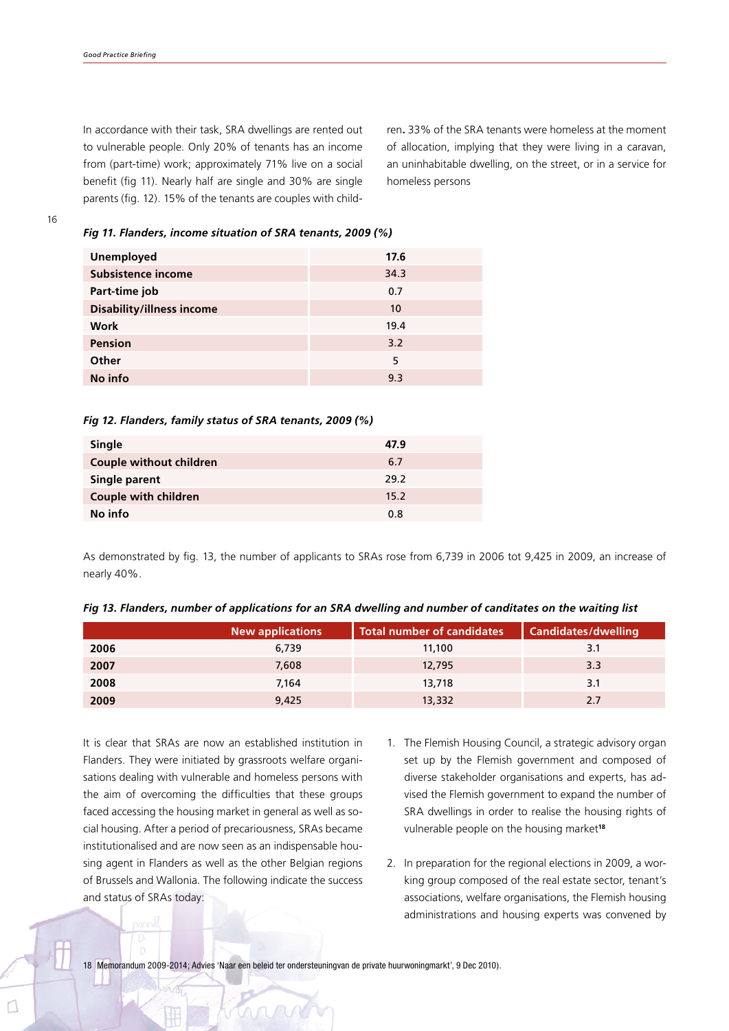In accordance with their task, SRA dwellings are rented out to vulnerable people. Only 20% of tenants has an income from (part-time) work; approximately 71% live on a social benefit (fig 11). Nearly half are single and 30% are single parents (fig. 12). 15% of the tenants are couples with children**.** 33% of the SRA tenants were homeless at the moment of allocation, implying that they were living in a caravan, an uninhabitable dwelling, on the street, or in a service for homeless persons

***Fig 11. Flanders, income situation of SRA tenants, 2009 (%)***

| | |
|---|---|
| **Unemployed** | **17.6** |
| **Subsistence income** | 34.3 |
| **Part-time job** | 0.7 |
| **Disability/illness income** | 10 |
| **Work** | 19.4 |
| **Pension** | 3.2 |
| **Other** | 5 |
| **No info** | 9.3 |

***Fig 12. Flanders, family status of SRA tenants, 2009 (%)***

| | |
|---|---|
| **Single** | **47.9** |
| **Couple without children** | 6.7 |
| **Single parent** | 29.2 |
| **Couple with children** | 15.2 |
| **No info** | 0.8 |

As demonstrated by fig. 13, the number of applicants to SRAs rose from 6,739 in 2006 tot 9,425 in 2009, an increase of nearly 40%.

***Fig 13. Flanders, number of applications for an SRA dwelling and number of canditates on the waiting list***

| | New applications | Total number of candidates | Candidates/dwelling |
|---|---|---|---|
| **2006** | 6,739 | 11,100 | 3.1 |
| **2007** | 7,608 | 12,795 | 3.3 |
| **2008** | 7,164 | 13,718 | 3.1 |
| **2009** | 9,425 | 13,332 | 2.7 |

It is clear that SRAs are now an established institution in Flanders. They were initiated by grassroots welfare organisations dealing with vulnerable and homeless persons with the aim of overcoming the difficulties that these groups faced accessing the housing market in general as well as social housing. After a period of precariousness, SRAs became institutionalised and are now seen as an indispensable housing agent in Flanders as well as the other Belgian regions of Brussels and Wallonia. The following indicate the success and status of SRAs today:

1. The Flemish Housing Council, a strategic advisory organ set up by the Flemish government and composed of diverse stakeholder organisations and experts, has advised the Flemish government to expand the number of SRA dwellings in order to realise the housing rights of vulnerable people on the housing market[18]

2. In preparation for the regional elections in 2009, a working group composed of the real estate sector, tenant's associations, welfare organisations, the Flemish housing administrations and housing experts was convened by

18 Memorandum 2009-2014; Advies 'Naar een beleid ter ondersteuningvan de private huurwoningmarkt', 9 Dec 2010).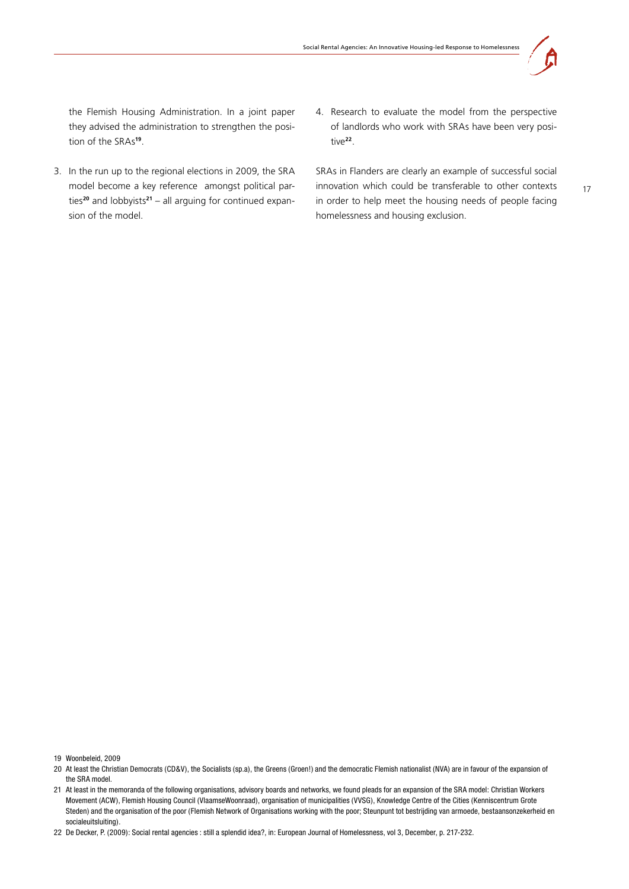the Flemish Housing Administration. In a joint paper they advised the administration to strengthen the position of the SRAs[19].

3. In the run up to the regional elections in 2009, the SRA model become a key reference amongst political parties[20] and lobbyists[21] – all arguing for continued expansion of the model.

4. Research to evaluate the model from the perspective of landlords who work with SRAs have been very positive[22].

SRAs in Flanders are clearly an example of successful social innovation which could be transferable to other contexts in order to help meet the housing needs of people facing homelessness and housing exclusion.

19 Woonbeleid, 2009

20 At least the Christian Democrats (CD&V), the Socialists (sp.a), the Greens (Groen!) and the democratic Flemish nationalist (NVA) are in favour of the expansion of the SRA model.

21 At least in the memoranda of the following organisations, advisory boards and networks, we found pleads for an expansion of the SRA model: Christian Workers Movement (ACW), Flemish Housing Council (VlaamseWoonraad), organisation of municipalities (VVSG), Knowledge Centre of the Cities (Kenniscentrum Grote Steden) and the organisation of the poor (Flemish Network of Organisations working with the poor; Steunpunt tot bestrijding van armoede, bestaansonzekerheid en socialeuitsluiting).

22 De Decker, P. (2009): Social rental agencies : still a splendid idea?, in: European Journal of Homelessness, vol 3, December, p. 217-232.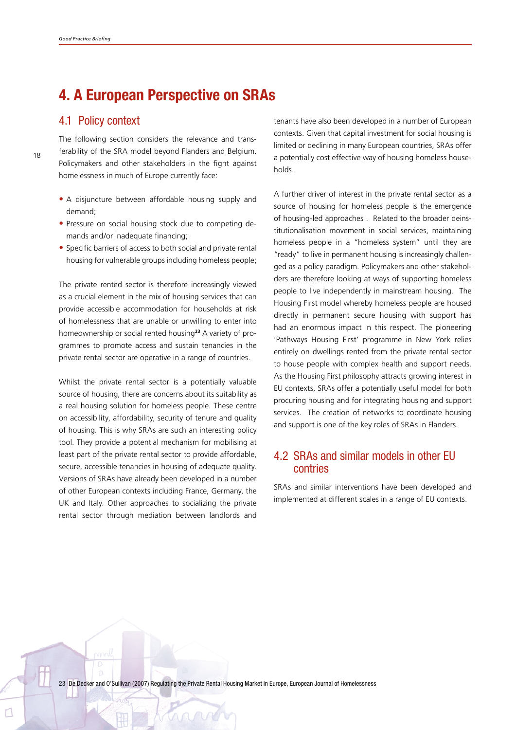# 4. A European Perspective on SRAs

## 4.1 Policy context

The following section considers the relevance and transferability of the SRA model beyond Flanders and Belgium. Policymakers and other stakeholders in the fight against homelessness in much of Europe currently face:

- A disjuncture between affordable housing supply and demand;
- Pressure on social housing stock due to competing demands and/or inadequate financing;
- Specific barriers of access to both social and private rental housing for vulnerable groups including homeless people;

The private rented sector is therefore increasingly viewed as a crucial element in the mix of housing services that can provide accessible accommodation for households at risk of homelessness that are unable or unwilling to enter into homeownership or social rented housing[23] A variety of programmes to promote access and sustain tenancies in the private rental sector are operative in a range of countries.

Whilst the private rental sector is a potentially valuable source of housing, there are concerns about its suitability as a real housing solution for homeless people. These centre on accessibility, affordability, security of tenure and quality of housing. This is why SRAs are such an interesting policy tool. They provide a potential mechanism for mobilising at least part of the private rental sector to provide affordable, secure, accessible tenancies in housing of adequate quality. Versions of SRAs have already been developed in a number of other European contexts including France, Germany, the UK and Italy. Other approaches to socializing the private rental sector through mediation between landlords and tenants have also been developed in a number of European contexts. Given that capital investment for social housing is limited or declining in many European countries, SRAs offer a potentially cost effective way of housing homeless households.

A further driver of interest in the private rental sector as a source of housing for homeless people is the emergence of housing-led approaches . Related to the broader deinstitutionalisation movement in social services, maintaining homeless people in a "homeless system" until they are "ready" to live in permanent housing is increasingly challenged as a policy paradigm. Policymakers and other stakeholders are therefore looking at ways of supporting homeless people to live independently in mainstream housing. The Housing First model whereby homeless people are housed directly in permanent secure housing with support has had an enormous impact in this respect. The pioneering 'Pathways Housing First' programme in New York relies entirely on dwellings rented from the private rental sector to house people with complex health and support needs. As the Housing First philosophy attracts growing interest in EU contexts, SRAs offer a potentially useful model for both procuring housing and for integrating housing and support services. The creation of networks to coordinate housing and support is one of the key roles of SRAs in Flanders.

## 4.2 SRAs and similar models in other EU contries

SRAs and similar interventions have been developed and implemented at different scales in a range of EU contexts.

23 De Decker and O'Sullivan (2007) Regulating the Private Rental Housing Market in Europe, European Journal of Homelessness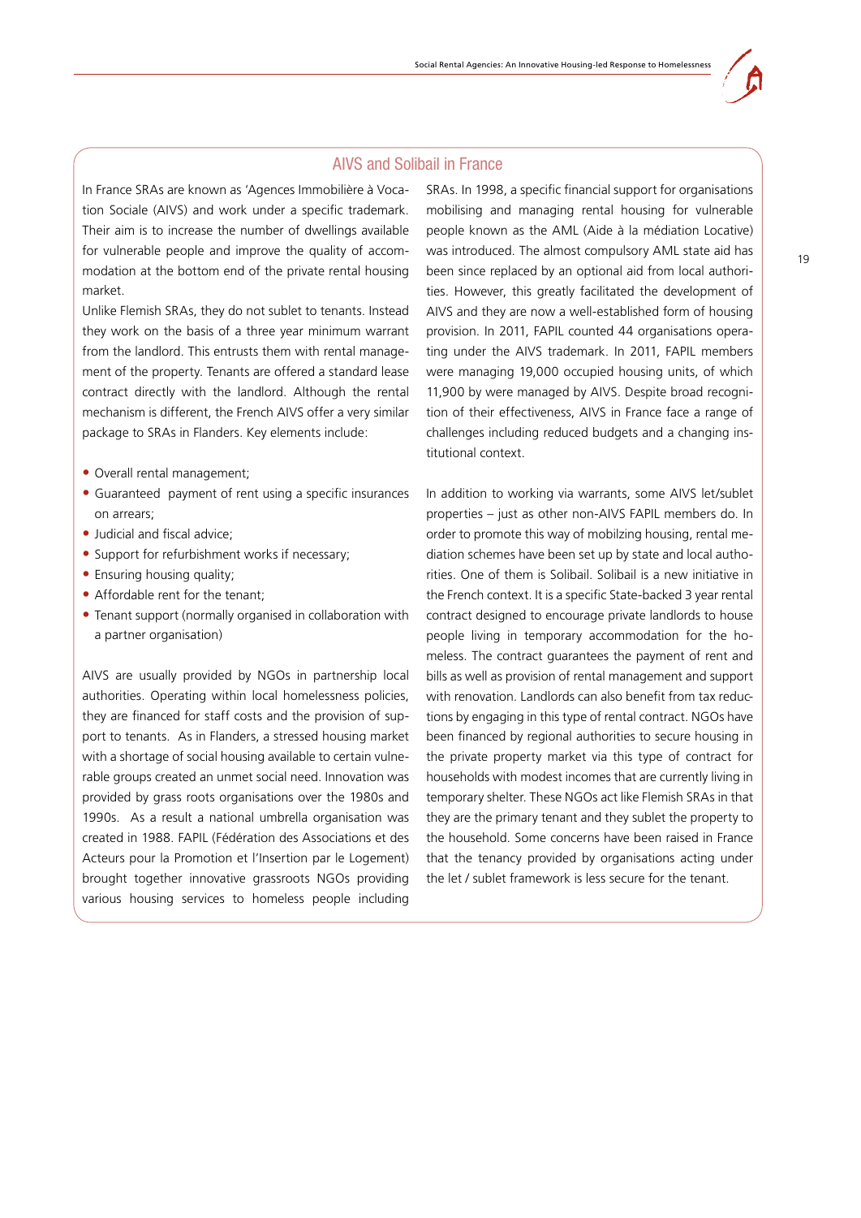## AIVS and Solibail in France

In France SRAs are known as 'Agences Immobilière à Vocation Sociale (AIVS) and work under a specific trademark. Their aim is to increase the number of dwellings available for vulnerable people and improve the quality of accommodation at the bottom end of the private rental housing market.

Unlike Flemish SRAs, they do not sublet to tenants. Instead they work on the basis of a three year minimum warrant from the landlord. This entrusts them with rental management of the property. Tenants are offered a standard lease contract directly with the landlord. Although the rental mechanism is different, the French AIVS offer a very similar package to SRAs in Flanders. Key elements include:

- Overall rental management;
- Guaranteed payment of rent using a specific insurances on arrears;
- Judicial and fiscal advice;
- Support for refurbishment works if necessary;
- Ensuring housing quality;
- Affordable rent for the tenant;
- Tenant support (normally organised in collaboration with a partner organisation)

AIVS are usually provided by NGOs in partnership local authorities. Operating within local homelessness policies, they are financed for staff costs and the provision of support to tenants. As in Flanders, a stressed housing market with a shortage of social housing available to certain vulnerable groups created an unmet social need. Innovation was provided by grass roots organisations over the 1980s and 1990s. As a result a national umbrella organisation was created in 1988. FAPIL (Fédération des Associations et des Acteurs pour la Promotion et l'Insertion par le Logement) brought together innovative grassroots NGOs providing various housing services to homeless people including SRAs. In 1998, a specific financial support for organisations mobilising and managing rental housing for vulnerable people known as the AML (Aide à la médiation Locative) was introduced. The almost compulsory AML state aid has been since replaced by an optional aid from local authorities. However, this greatly facilitated the development of AIVS and they are now a well-established form of housing provision. In 2011, FAPIL counted 44 organisations operating under the AIVS trademark. In 2011, FAPIL members were managing 19,000 occupied housing units, of which 11,900 by were managed by AIVS. Despite broad recognition of their effectiveness, AIVS in France face a range of challenges including reduced budgets and a changing institutional context.

In addition to working via warrants, some AIVS let/sublet properties – just as other non-AIVS FAPIL members do. In order to promote this way of mobilzing housing, rental mediation schemes have been set up by state and local authorities. One of them is Solibail. Solibail is a new initiative in the French context. It is a specific State-backed 3 year rental contract designed to encourage private landlords to house people living in temporary accommodation for the homeless. The contract guarantees the payment of rent and bills as well as provision of rental management and support with renovation. Landlords can also benefit from tax reductions by engaging in this type of rental contract. NGOs have been financed by regional authorities to secure housing in the private property market via this type of contract for households with modest incomes that are currently living in temporary shelter. These NGOs act like Flemish SRAs in that they are the primary tenant and they sublet the property to the household. Some concerns have been raised in France that the tenancy provided by organisations acting under the let / sublet framework is less secure for the tenant.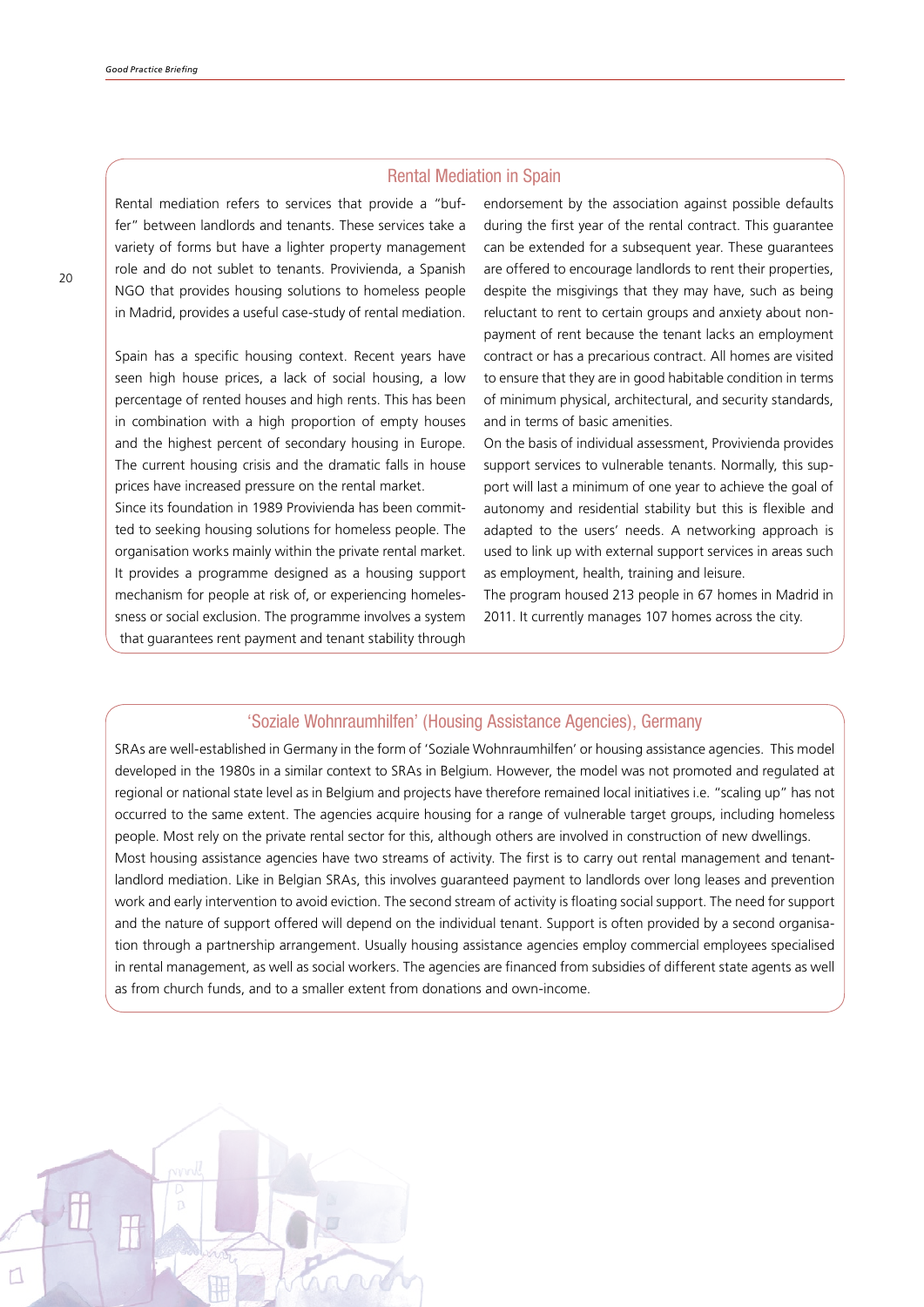## Rental Mediation in Spain

Rental mediation refers to services that provide a "buffer" between landlords and tenants. These services take a variety of forms but have a lighter property management role and do not sublet to tenants. Provivienda, a Spanish NGO that provides housing solutions to homeless people in Madrid, provides a useful case-study of rental mediation.

Spain has a specific housing context. Recent years have seen high house prices, a lack of social housing, a low percentage of rented houses and high rents. This has been in combination with a high proportion of empty houses and the highest percent of secondary housing in Europe. The current housing crisis and the dramatic falls in house prices have increased pressure on the rental market.

Since its foundation in 1989 Provivienda has been committed to seeking housing solutions for homeless people. The organisation works mainly within the private rental market. It provides a programme designed as a housing support mechanism for people at risk of, or experiencing homelessness or social exclusion. The programme involves a system that guarantees rent payment and tenant stability through endorsement by the association against possible defaults during the first year of the rental contract. This guarantee can be extended for a subsequent year. These guarantees are offered to encourage landlords to rent their properties, despite the misgivings that they may have, such as being reluctant to rent to certain groups and anxiety about non-payment of rent because the tenant lacks an employment contract or has a precarious contract. All homes are visited to ensure that they are in good habitable condition in terms of minimum physical, architectural, and security standards, and in terms of basic amenities.

On the basis of individual assessment, Provivienda provides support services to vulnerable tenants. Normally, this support will last a minimum of one year to achieve the goal of autonomy and residential stability but this is flexible and adapted to the users' needs. A networking approach is used to link up with external support services in areas such as employment, health, training and leisure.

The program housed 213 people in 67 homes in Madrid in 2011. It currently manages 107 homes across the city.

## 'Soziale Wohnraumhilfen' (Housing Assistance Agencies), Germany

SRAs are well-established in Germany in the form of 'Soziale Wohnraumhilfen' or housing assistance agencies. This model developed in the 1980s in a similar context to SRAs in Belgium. However, the model was not promoted and regulated at regional or national state level as in Belgium and projects have therefore remained local initiatives i.e. "scaling up" has not occurred to the same extent. The agencies acquire housing for a range of vulnerable target groups, including homeless people. Most rely on the private rental sector for this, although others are involved in construction of new dwellings.

Most housing assistance agencies have two streams of activity. The first is to carry out rental management and tenant-landlord mediation. Like in Belgian SRAs, this involves guaranteed payment to landlords over long leases and prevention work and early intervention to avoid eviction. The second stream of activity is floating social support. The need for support and the nature of support offered will depend on the individual tenant. Support is often provided by a second organisation through a partnership arrangement. Usually housing assistance agencies employ commercial employees specialised in rental management, as well as social workers. The agencies are financed from subsidies of different state agents as well as from church funds, and to a smaller extent from donations and own-income.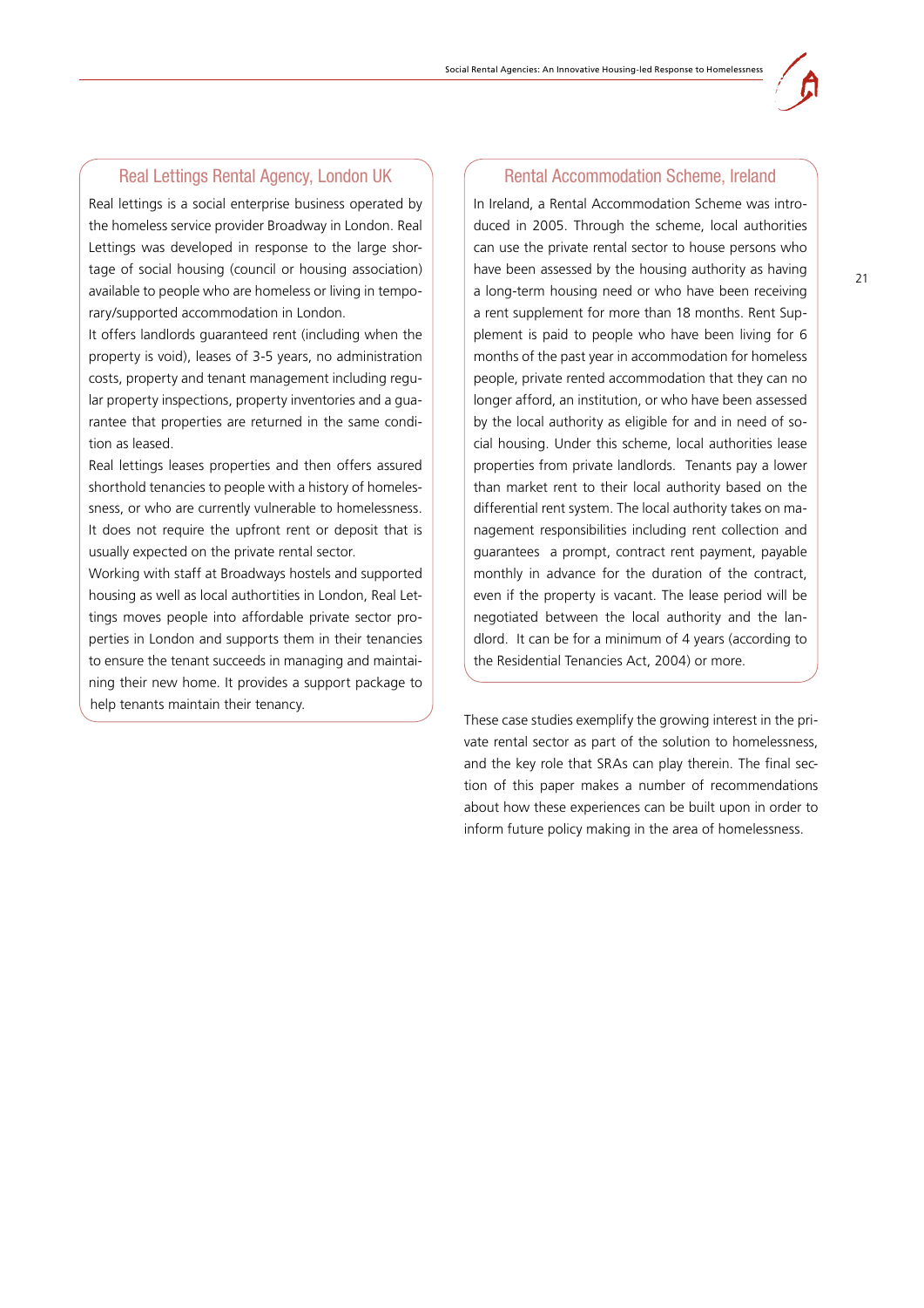### Real Lettings Rental Agency, London UK

Real lettings is a social enterprise business operated by the homeless service provider Broadway in London. Real Lettings was developed in response to the large shortage of social housing (council or housing association) available to people who are homeless or living in temporary/supported accommodation in London.

It offers landlords guaranteed rent (including when the property is void), leases of 3-5 years, no administration costs, property and tenant management including regular property inspections, property inventories and a guarantee that properties are returned in the same condition as leased.

Real lettings leases properties and then offers assured shorthold tenancies to people with a history of homelessness, or who are currently vulnerable to homelessness. It does not require the upfront rent or deposit that is usually expected on the private rental sector.

Working with staff at Broadways hostels and supported housing as well as local authortities in London, Real Lettings moves people into affordable private sector properties in London and supports them in their tenancies to ensure the tenant succeeds in managing and maintaining their new home. It provides a support package to help tenants maintain their tenancy.

### Rental Accommodation Scheme, Ireland

In Ireland, a Rental Accommodation Scheme was introduced in 2005. Through the scheme, local authorities can use the private rental sector to house persons who have been assessed by the housing authority as having a long-term housing need or who have been receiving a rent supplement for more than 18 months. Rent Supplement is paid to people who have been living for 6 months of the past year in accommodation for homeless people, private rented accommodation that they can no longer afford, an institution, or who have been assessed by the local authority as eligible for and in need of social housing. Under this scheme, local authorities lease properties from private landlords. Tenants pay a lower than market rent to their local authority based on the differential rent system. The local authority takes on management responsibilities including rent collection and guarantees a prompt, contract rent payment, payable monthly in advance for the duration of the contract, even if the property is vacant. The lease period will be negotiated between the local authority and the landlord. It can be for a minimum of 4 years (according to the Residential Tenancies Act, 2004) or more.

These case studies exemplify the growing interest in the private rental sector as part of the solution to homelessness, and the key role that SRAs can play therein. The final section of this paper makes a number of recommendations about how these experiences can be built upon in order to inform future policy making in the area of homelessness.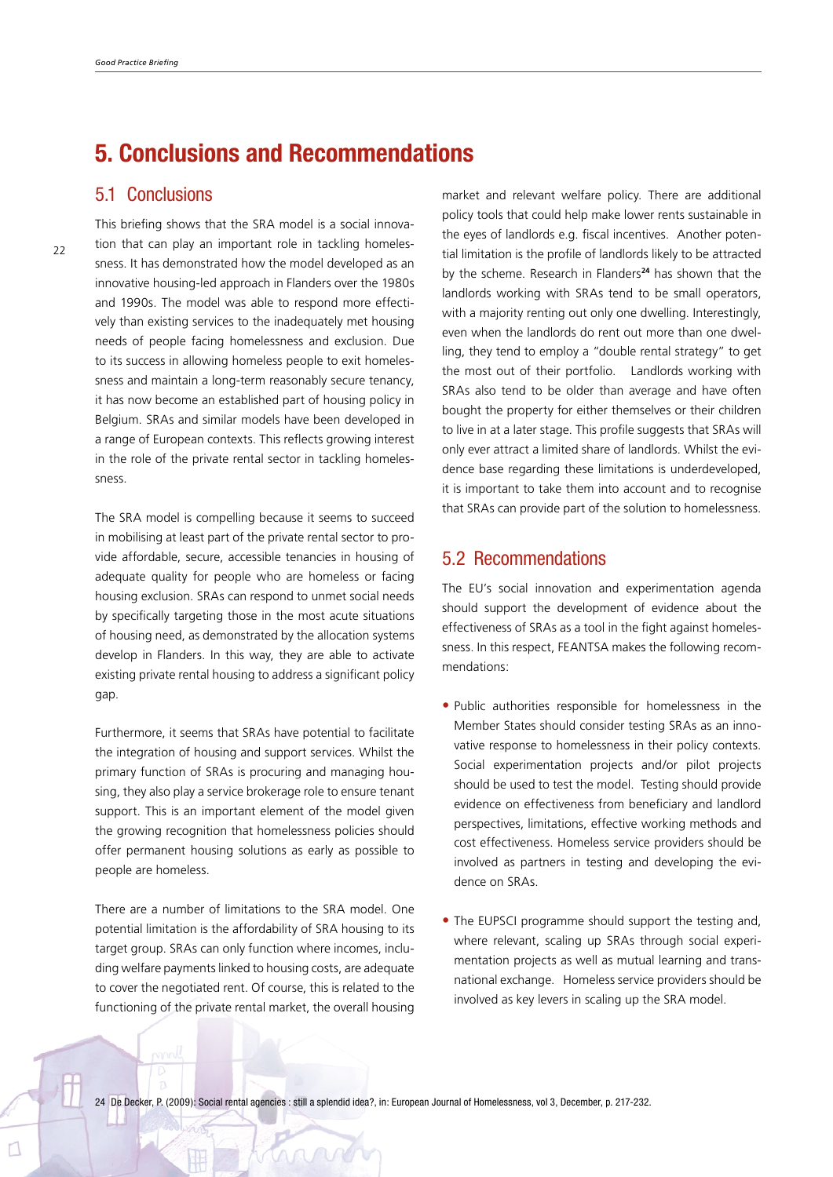# 5. Conclusions and Recommendations

## 5.1 Conclusions

This briefing shows that the SRA model is a social innovation that can play an important role in tackling homelessness. It has demonstrated how the model developed as an innovative housing-led approach in Flanders over the 1980s and 1990s. The model was able to respond more effectively than existing services to the inadequately met housing needs of people facing homelessness and exclusion. Due to its success in allowing homeless people to exit homelessness and maintain a long-term reasonably secure tenancy, it has now become an established part of housing policy in Belgium. SRAs and similar models have been developed in a range of European contexts. This reflects growing interest in the role of the private rental sector in tackling homelessness.

The SRA model is compelling because it seems to succeed in mobilising at least part of the private rental sector to provide affordable, secure, accessible tenancies in housing of adequate quality for people who are homeless or facing housing exclusion. SRAs can respond to unmet social needs by specifically targeting those in the most acute situations of housing need, as demonstrated by the allocation systems develop in Flanders. In this way, they are able to activate existing private rental housing to address a significant policy gap.

Furthermore, it seems that SRAs have potential to facilitate the integration of housing and support services. Whilst the primary function of SRAs is procuring and managing housing, they also play a service brokerage role to ensure tenant support. This is an important element of the model given the growing recognition that homelessness policies should offer permanent housing solutions as early as possible to people are homeless.

There are a number of limitations to the SRA model. One potential limitation is the affordability of SRA housing to its target group. SRAs can only function where incomes, including welfare payments linked to housing costs, are adequate to cover the negotiated rent. Of course, this is related to the functioning of the private rental market, the overall housing market and relevant welfare policy. There are additional policy tools that could help make lower rents sustainable in the eyes of landlords e.g. fiscal incentives. Another potential limitation is the profile of landlords likely to be attracted by the scheme. Research in Flanders[24] has shown that the landlords working with SRAs tend to be small operators, with a majority renting out only one dwelling. Interestingly, even when the landlords do rent out more than one dwelling, they tend to employ a "double rental strategy" to get the most out of their portfolio. Landlords working with SRAs also tend to be older than average and have often bought the property for either themselves or their children to live in at a later stage. This profile suggests that SRAs will only ever attract a limited share of landlords. Whilst the evidence base regarding these limitations is underdeveloped, it is important to take them into account and to recognise that SRAs can provide part of the solution to homelessness.

## 5.2 Recommendations

The EU's social innovation and experimentation agenda should support the development of evidence about the effectiveness of SRAs as a tool in the fight against homelessness. In this respect, FEANTSA makes the following recommendations:

- Public authorities responsible for homelessness in the Member States should consider testing SRAs as an innovative response to homelessness in their policy contexts. Social experimentation projects and/or pilot projects should be used to test the model. Testing should provide evidence on effectiveness from beneficiary and landlord perspectives, limitations, effective working methods and cost effectiveness. Homeless service providers should be involved as partners in testing and developing the evidence on SRAs.

- The EUPSCI programme should support the testing and, where relevant, scaling up SRAs through social experimentation projects as well as mutual learning and transnational exchange. Homeless service providers should be involved as key levers in scaling up the SRA model.

24 De Decker, P. (2009): Social rental agencies : still a splendid idea?, in: European Journal of Homelessness, vol 3, December, p. 217-232.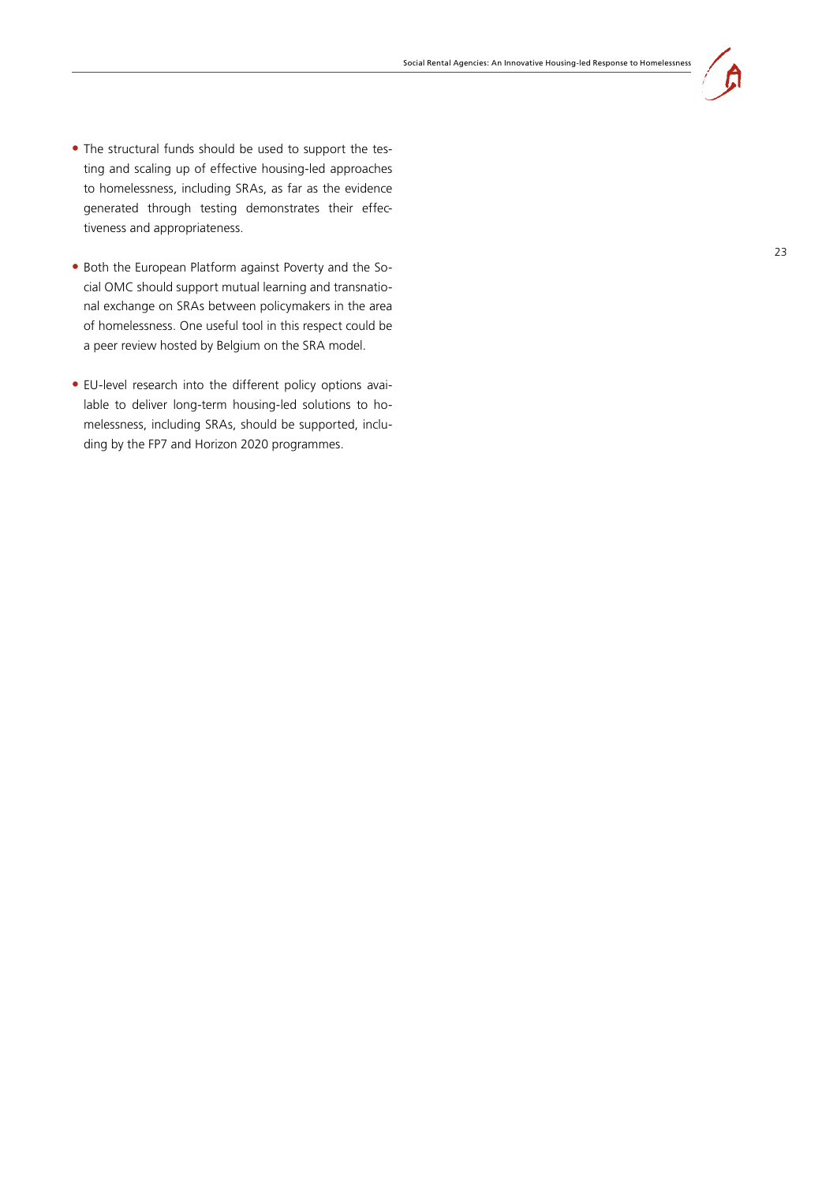- The structural funds should be used to support the testing and scaling up of effective housing-led approaches to homelessness, including SRAs, as far as the evidence generated through testing demonstrates their effectiveness and appropriateness.

- Both the European Platform against Poverty and the Social OMC should support mutual learning and transnational exchange on SRAs between policymakers in the area of homelessness. One useful tool in this respect could be a peer review hosted by Belgium on the SRA model.

- EU-level research into the different policy options available to deliver long-term housing-led solutions to homelessness, including SRAs, should be supported, including by the FP7 and Horizon 2020 programmes.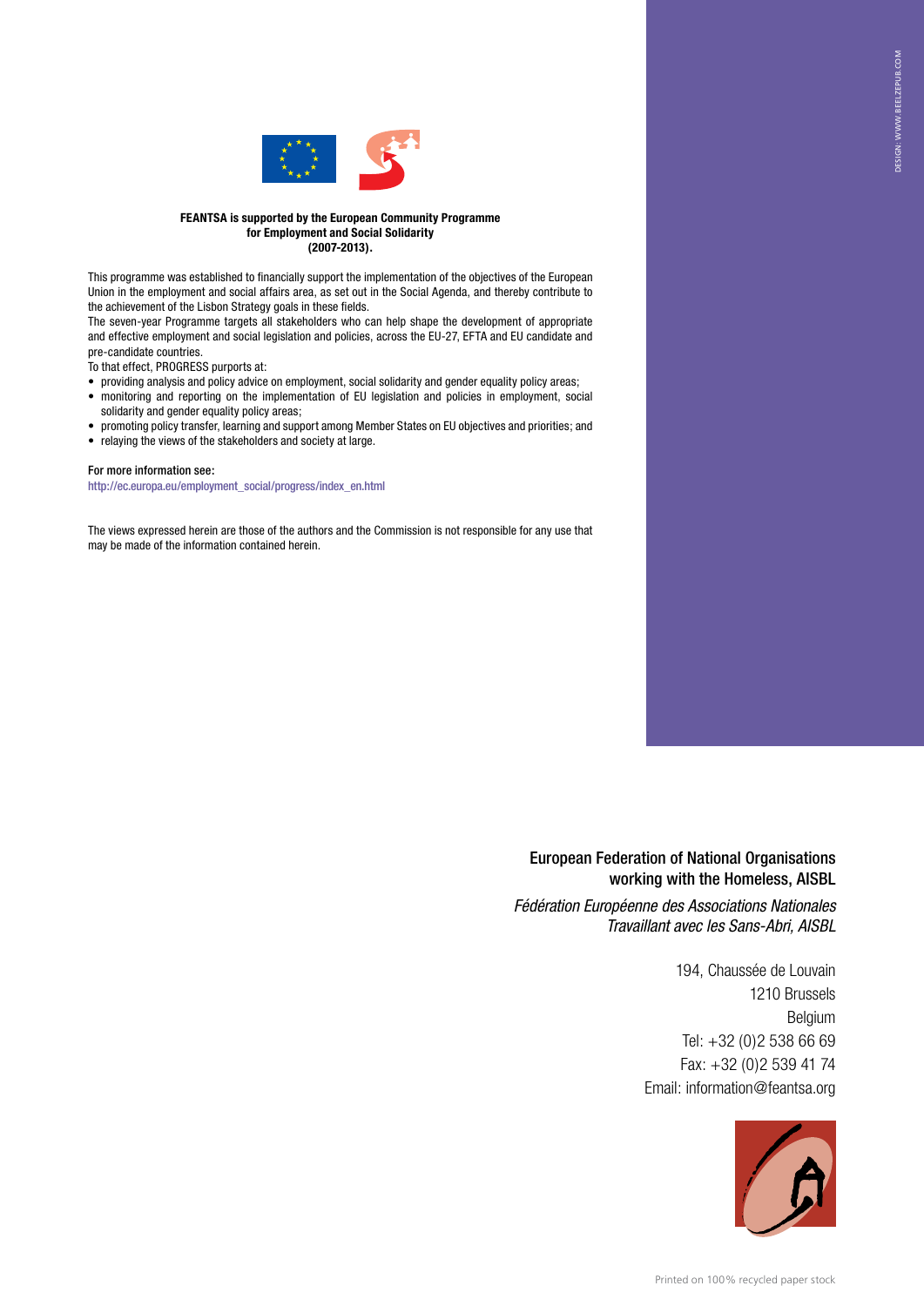**FEANTSA is supported by the European Community Programme for Employment and Social Solidarity (2007-2013).**

This programme was established to financially support the implementation of the objectives of the European Union in the employment and social affairs area, as set out in the Social Agenda, and thereby contribute to the achievement of the Lisbon Strategy goals in these fields.
The seven-year Programme targets all stakeholders who can help shape the development of appropriate and effective employment and social legislation and policies, across the EU-27, EFTA and EU candidate and pre-candidate countries.
To that effect, PROGRESS purports at:

- providing analysis and policy advice on employment, social solidarity and gender equality policy areas;
- monitoring and reporting on the implementation of EU legislation and policies in employment, social solidarity and gender equality policy areas;
- promoting policy transfer, learning and support among Member States on EU objectives and priorities; and
- relaying the views of the stakeholders and society at large.

**For more information see:**
http://ec.europa.eu/employment_social/progress/index_en.html

The views expressed herein are those of the authors and the Commission is not responsible for any use that may be made of the information contained herein.

European Federation of National Organisations working with the Homeless, AISBL

*Fédération Européenne des Associations Nationales Travaillant avec les Sans-Abri, AISBL*

194, Chaussée de Louvain
1210 Brussels
Belgium
Tel: +32 (0)2 538 66 69
Fax: +32 (0)2 539 41 74
Email: information@feantsa.org

Printed on 100% recycled paper stock

DESIGN: WWW.BEELZEPUB.COM